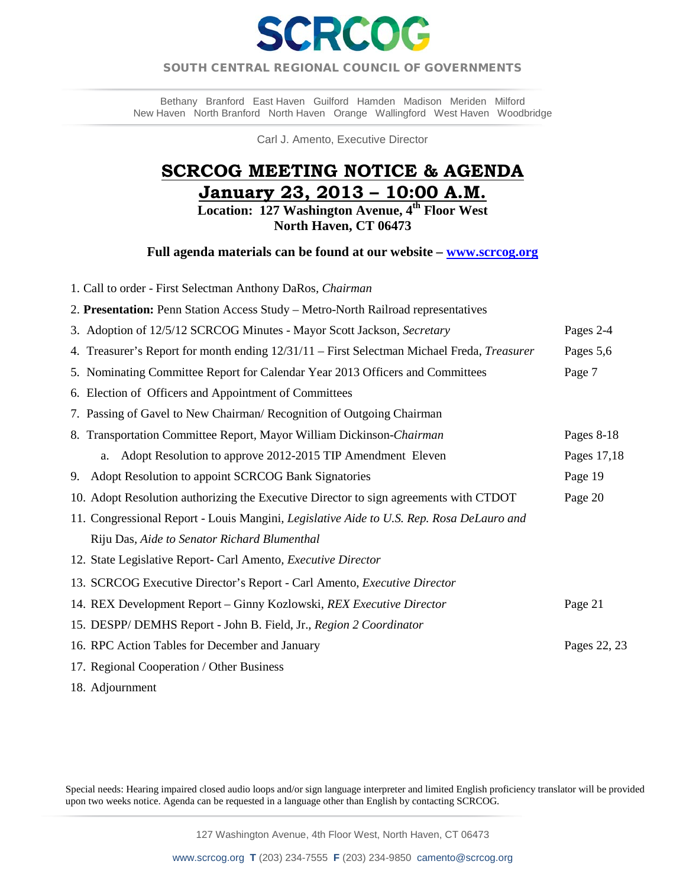# SCRCOG

**SOUTH CENTRAL REGIONAL COUNCIL OF GOVERNMENTS**

Bethany Branford East Haven Guilford Hamden Madison Meriden Milford
New Haven North Branford North Haven Orange Wallingford West Haven Woodbridge

Carl J. Amento, Executive Director

## SCRCOG MEETING NOTICE & AGENDA

## January 23, 2013 – 10:00 A.M.

**Location: 127 Washington Avenue, 4th Floor West**
**North Haven, CT 06473**

**Full agenda materials can be found at our website – [www.scrcog.org](http://www.scrcog.org)**

| | |
|---|---|
| 1. Call to order - First Selectman Anthony DaRos, *Chairman* | |
| 2. **Presentation:** Penn Station Access Study – Metro-North Railroad representatives | |
| 3. Adoption of 12/5/12 SCRCOG Minutes - Mayor Scott Jackson, *Secretary* | Pages 2-4 |
| 4. Treasurer's Report for month ending 12/31/11 – First Selectman Michael Freda, *Treasurer* | Pages 5,6 |
| 5. Nominating Committee Report for Calendar Year 2013 Officers and Committees | Page 7 |
| 6. Election of Officers and Appointment of Committees | |
| 7. Passing of Gavel to New Chairman/ Recognition of Outgoing Chairman | |
| 8. Transportation Committee Report, Mayor William Dickinson-*Chairman* | Pages 8-18 |
| a. Adopt Resolution to approve 2012-2015 TIP Amendment Eleven | Pages 17,18 |
| 9. Adopt Resolution to appoint SCRCOG Bank Signatories | Page 19 |
| 10. Adopt Resolution authorizing the Executive Director to sign agreements with CTDOT | Page 20 |
| 11. Congressional Report - Louis Mangini, *Legislative Aide to U.S. Rep. Rosa DeLauro and* Riju Das, *Aide to Senator Richard Blumenthal* | |
| 12. State Legislative Report- Carl Amento, *Executive Director* | |
| 13. SCRCOG Executive Director's Report - Carl Amento, *Executive Director* | |
| 14. REX Development Report – Ginny Kozlowski, *REX Executive Director* | Page 21 |
| 15. DESPP/ DEMHS Report - John B. Field, Jr., *Region 2 Coordinator* | |
| 16. RPC Action Tables for December and January | Pages 22, 23 |
| 17. Regional Cooperation / Other Business | |
| 18. Adjournment | |

Special needs: Hearing impaired closed audio loops and/or sign language interpreter and limited English proficiency translator will be provided upon two weeks notice. Agenda can be requested in a language other than English by contacting SCRCOG.

127 Washington Avenue, 4th Floor West, North Haven, CT 06473

www.scrcog.org **T** (203) 234-7555 **F** (203) 234-9850 camento@scrcog.org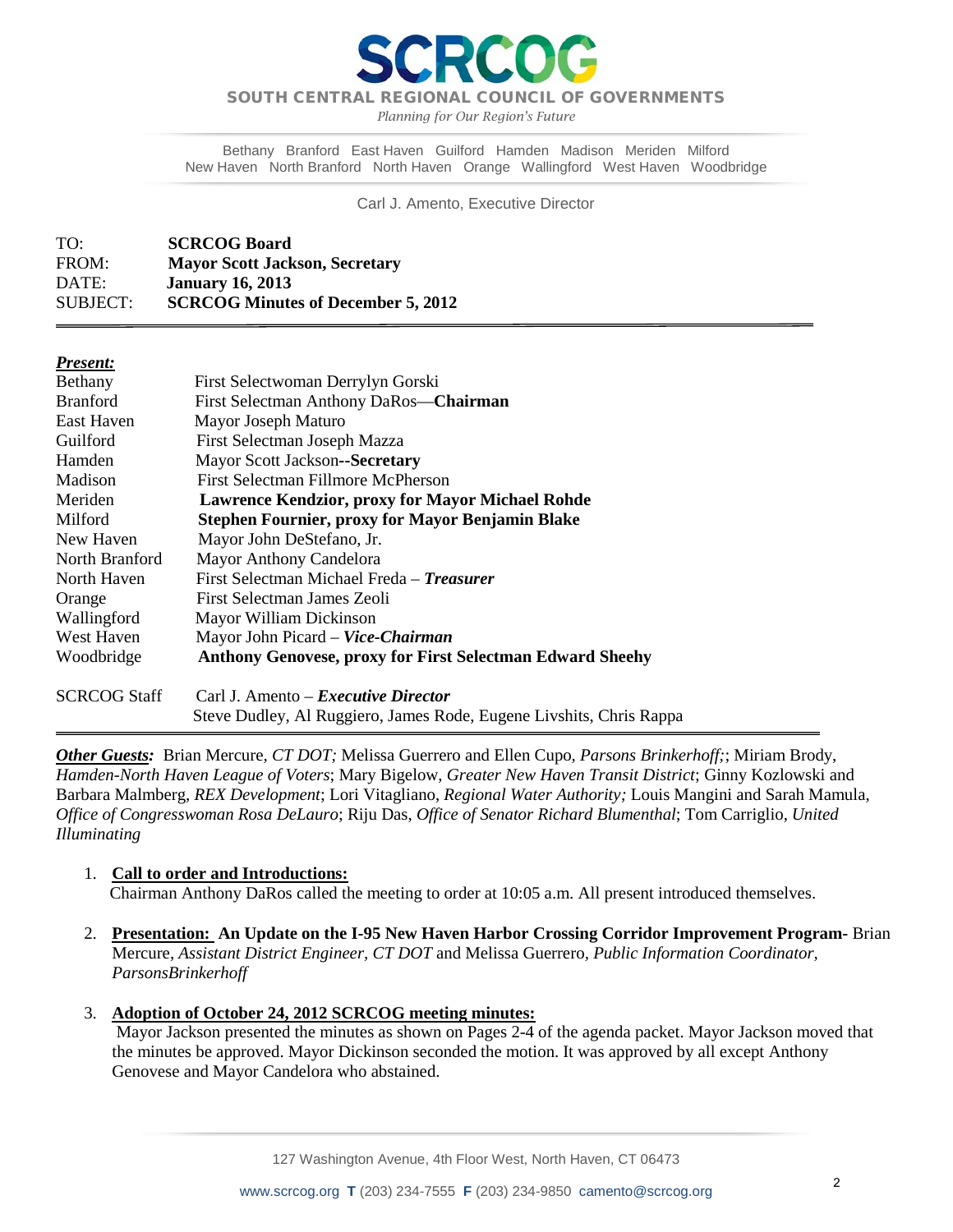# SCRCOG

**SOUTH CENTRAL REGIONAL COUNCIL OF GOVERNMENTS**

*Planning for Our Region's Future*

Bethany Branford East Haven Guilford Hamden Madison Meriden Milford
New Haven North Branford North Haven Orange Wallingford West Haven Woodbridge

Carl J. Amento, Executive Director

| | |
|---|---|
| TO: | **SCRCOG Board** |
| FROM: | **Mayor Scott Jackson, Secretary** |
| DATE: | **January 16, 2013** |
| SUBJECT: | **SCRCOG Minutes of December 5, 2012** |

***Present:***

| | |
|---|---|
| Bethany | First Selectwoman Derrylyn Gorski |
| Branford | First Selectman Anthony DaRos—**Chairman** |
| East Haven | Mayor Joseph Maturo |
| Guilford | First Selectman Joseph Mazza |
| Hamden | Mayor Scott Jackson--**Secretary** |
| Madison | First Selectman Fillmore McPherson |
| Meriden | **Lawrence Kendzior, proxy for Mayor Michael Rohde** |
| Milford | **Stephen Fournier, proxy for Mayor Benjamin Blake** |
| New Haven | Mayor John DeStefano, Jr. |
| North Branford | Mayor Anthony Candelora |
| North Haven | First Selectman Michael Freda – ***Treasurer*** |
| Orange | First Selectman James Zeoli |
| Wallingford | Mayor William Dickinson |
| West Haven | Mayor John Picard – ***Vice-Chairman*** |
| Woodbridge | **Anthony Genovese, proxy for First Selectman Edward Sheehy** |
| SCRCOG Staff | Carl J. Amento – ***Executive Director*** |
| | Steve Dudley, Al Ruggiero, James Rode, Eugene Livshits, Chris Rappa |

***Other Guests:*** Brian Mercure, *CT DOT;* Melissa Guerrero and Ellen Cupo, *Parsons Brinkerhoff;*; Miriam Brody, *Hamden-North Haven League of Voters*; Mary Bigelow, *Greater New Haven Transit District*; Ginny Kozlowski and Barbara Malmberg, *REX Development*; Lori Vitagliano, *Regional Water Authority;* Louis Mangini and Sarah Mamula, *Office of Congresswoman Rosa DeLauro*; Riju Das, *Office of Senator Richard Blumenthal*; Tom Carriglio, *United Illuminating*

1. **Call to order and Introductions:**
   Chairman Anthony DaRos called the meeting to order at 10:05 a.m. All present introduced themselves.

2. **Presentation: An Update on the I-95 New Haven Harbor Crossing Corridor Improvement Program**- Brian Mercure, *Assistant District Engineer, CT DOT* and Melissa Guerrero, *Public Information Coordinator, ParsonsBrinkerhoff*

3. **Adoption of October 24, 2012 SCRCOG meeting minutes:**
   Mayor Jackson presented the minutes as shown on Pages 2-4 of the agenda packet. Mayor Jackson moved that the minutes be approved. Mayor Dickinson seconded the motion. It was approved by all except Anthony Genovese and Mayor Candelora who abstained.

127 Washington Avenue, 4th Floor West, North Haven, CT 06473

www.scrcog.org **T** (203) 234-7555 **F** (203) 234-9850 camento@scrcog.org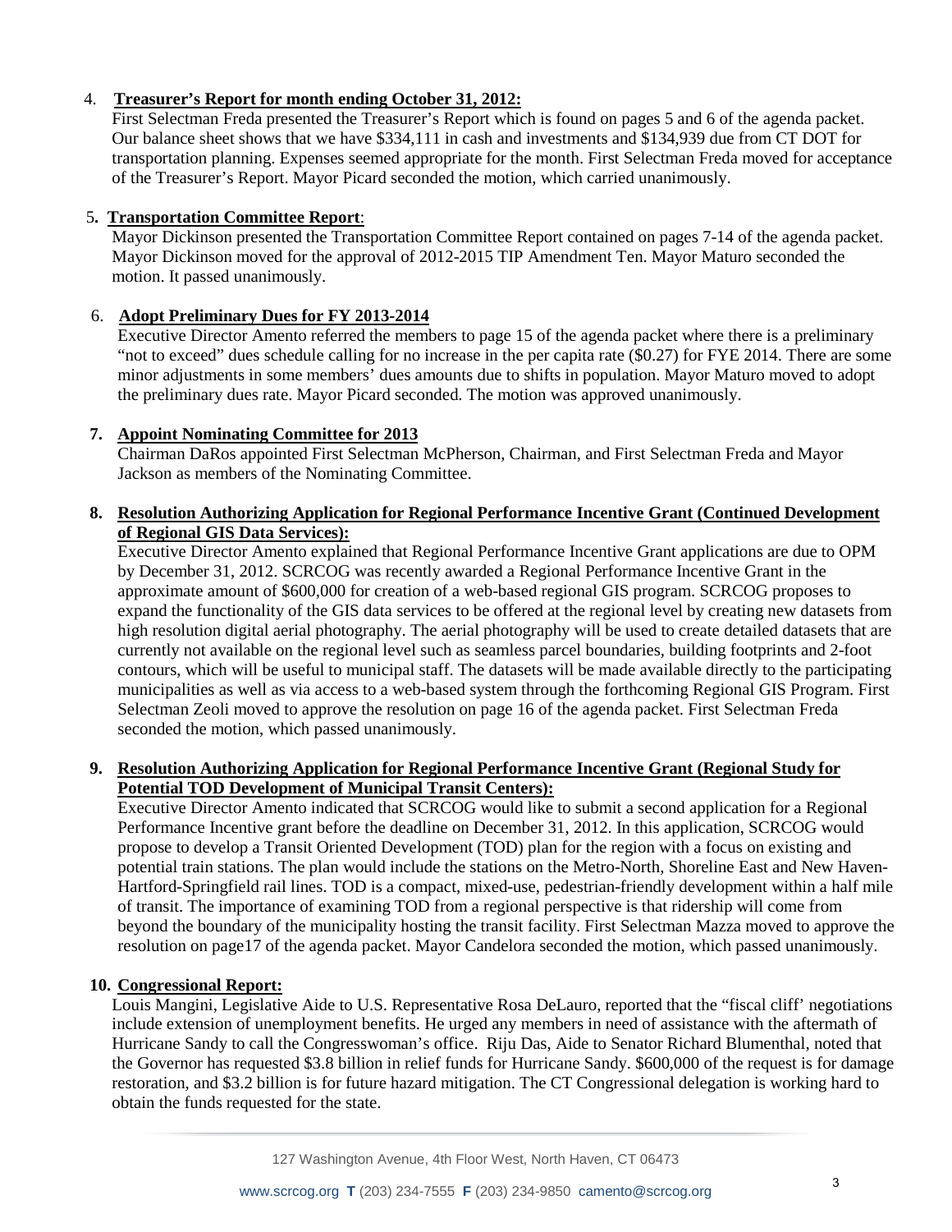4. **Treasurer's Report for month ending October 31, 2012:**

First Selectman Freda presented the Treasurer's Report which is found on pages 5 and 6 of the agenda packet. Our balance sheet shows that we have $334,111 in cash and investments and $134,939 due from CT DOT for transportation planning. Expenses seemed appropriate for the month. First Selectman Freda moved for acceptance of the Treasurer's Report. Mayor Picard seconded the motion, which carried unanimously.

5. **Transportation Committee Report**:

Mayor Dickinson presented the Transportation Committee Report contained on pages 7-14 of the agenda packet. Mayor Dickinson moved for the approval of 2012-2015 TIP Amendment Ten. Mayor Maturo seconded the motion. It passed unanimously.

6. **Adopt Preliminary Dues for FY 2013-2014**

Executive Director Amento referred the members to page 15 of the agenda packet where there is a preliminary "not to exceed" dues schedule calling for no increase in the per capita rate ($0.27) for FYE 2014. There are some minor adjustments in some members' dues amounts due to shifts in population. Mayor Maturo moved to adopt the preliminary dues rate. Mayor Picard seconded. The motion was approved unanimously.

7. **Appoint Nominating Committee for 2013**

Chairman DaRos appointed First Selectman McPherson, Chairman, and First Selectman Freda and Mayor Jackson as members of the Nominating Committee.

8. **Resolution Authorizing Application for Regional Performance Incentive Grant (Continued Development of Regional GIS Data Services):**

Executive Director Amento explained that Regional Performance Incentive Grant applications are due to OPM by December 31, 2012. SCRCOG was recently awarded a Regional Performance Incentive Grant in the approximate amount of $600,000 for creation of a web-based regional GIS program. SCRCOG proposes to expand the functionality of the GIS data services to be offered at the regional level by creating new datasets from high resolution digital aerial photography. The aerial photography will be used to create detailed datasets that are currently not available on the regional level such as seamless parcel boundaries, building footprints and 2-foot contours, which will be useful to municipal staff. The datasets will be made available directly to the participating municipalities as well as via access to a web-based system through the forthcoming Regional GIS Program. First Selectman Zeoli moved to approve the resolution on page 16 of the agenda packet. First Selectman Freda seconded the motion, which passed unanimously.

9. **Resolution Authorizing Application for Regional Performance Incentive Grant (Regional Study for Potential TOD Development of Municipal Transit Centers):**

Executive Director Amento indicated that SCRCOG would like to submit a second application for a Regional Performance Incentive grant before the deadline on December 31, 2012. In this application, SCRCOG would propose to develop a Transit Oriented Development (TOD) plan for the region with a focus on existing and potential train stations. The plan would include the stations on the Metro-North, Shoreline East and New Haven-Hartford-Springfield rail lines. TOD is a compact, mixed-use, pedestrian-friendly development within a half mile of transit. The importance of examining TOD from a regional perspective is that ridership will come from beyond the boundary of the municipality hosting the transit facility. First Selectman Mazza moved to approve the resolution on page17 of the agenda packet. Mayor Candelora seconded the motion, which passed unanimously.

10. **Congressional Report:**

Louis Mangini, Legislative Aide to U.S. Representative Rosa DeLauro, reported that the "fiscal cliff' negotiations include extension of unemployment benefits. He urged any members in need of assistance with the aftermath of Hurricane Sandy to call the Congresswoman's office. Riju Das, Aide to Senator Richard Blumenthal, noted that the Governor has requested $3.8 billion in relief funds for Hurricane Sandy. $600,000 of the request is for damage restoration, and $3.2 billion is for future hazard mitigation. The CT Congressional delegation is working hard to obtain the funds requested for the state.

127 Washington Avenue, 4th Floor West, North Haven, CT 06473

www.scrcog.org **T** (203) 234-7555 **F** (203) 234-9850 camento@scrcog.org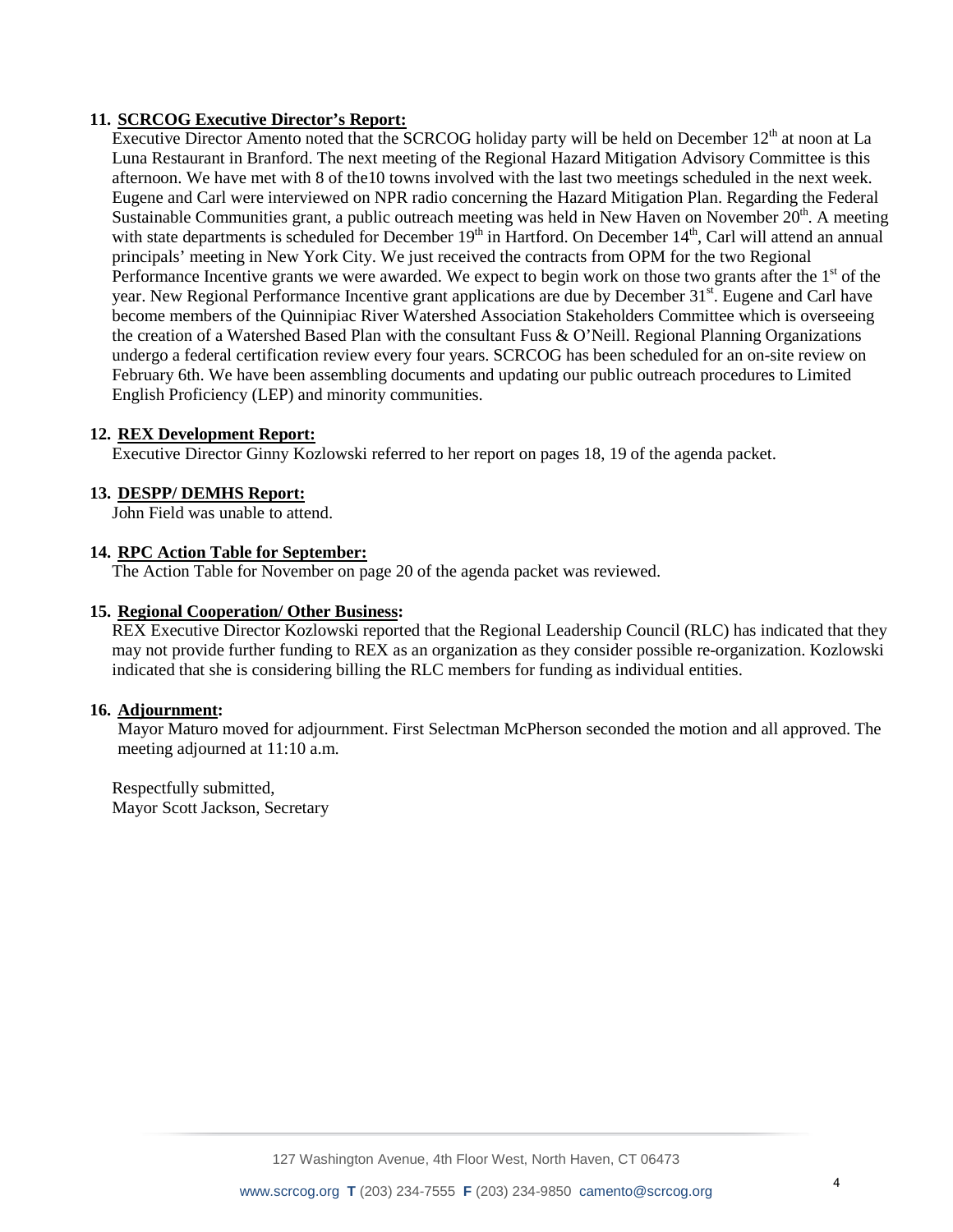**11. SCRCOG Executive Director's Report:**

Executive Director Amento noted that the SCRCOG holiday party will be held on December 12th at noon at La Luna Restaurant in Branford. The next meeting of the Regional Hazard Mitigation Advisory Committee is this afternoon. We have met with 8 of the10 towns involved with the last two meetings scheduled in the next week. Eugene and Carl were interviewed on NPR radio concerning the Hazard Mitigation Plan. Regarding the Federal Sustainable Communities grant, a public outreach meeting was held in New Haven on November 20th. A meeting with state departments is scheduled for December 19th in Hartford. On December 14th, Carl will attend an annual principals' meeting in New York City. We just received the contracts from OPM for the two Regional Performance Incentive grants we were awarded. We expect to begin work on those two grants after the 1st of the year. New Regional Performance Incentive grant applications are due by December 31st. Eugene and Carl have become members of the Quinnipiac River Watershed Association Stakeholders Committee which is overseeing the creation of a Watershed Based Plan with the consultant Fuss & O'Neill. Regional Planning Organizations undergo a federal certification review every four years. SCRCOG has been scheduled for an on-site review on February 6th. We have been assembling documents and updating our public outreach procedures to Limited English Proficiency (LEP) and minority communities.

**12. REX Development Report:**

Executive Director Ginny Kozlowski referred to her report on pages 18, 19 of the agenda packet.

**13. DESPP/ DEMHS Report:**

John Field was unable to attend.

**14. RPC Action Table for September:**

The Action Table for November on page 20 of the agenda packet was reviewed.

**15. Regional Cooperation/ Other Business:**

REX Executive Director Kozlowski reported that the Regional Leadership Council (RLC) has indicated that they may not provide further funding to REX as an organization as they consider possible re-organization. Kozlowski indicated that she is considering billing the RLC members for funding as individual entities.

**16. Adjournment:**

Mayor Maturo moved for adjournment. First Selectman McPherson seconded the motion and all approved. The meeting adjourned at 11:10 a.m.

Respectfully submitted,
Mayor Scott Jackson, Secretary

127 Washington Avenue, 4th Floor West, North Haven, CT 06473

www.scrcog.org **T** (203) 234-7555 **F** (203) 234-9850 camento@scrcog.org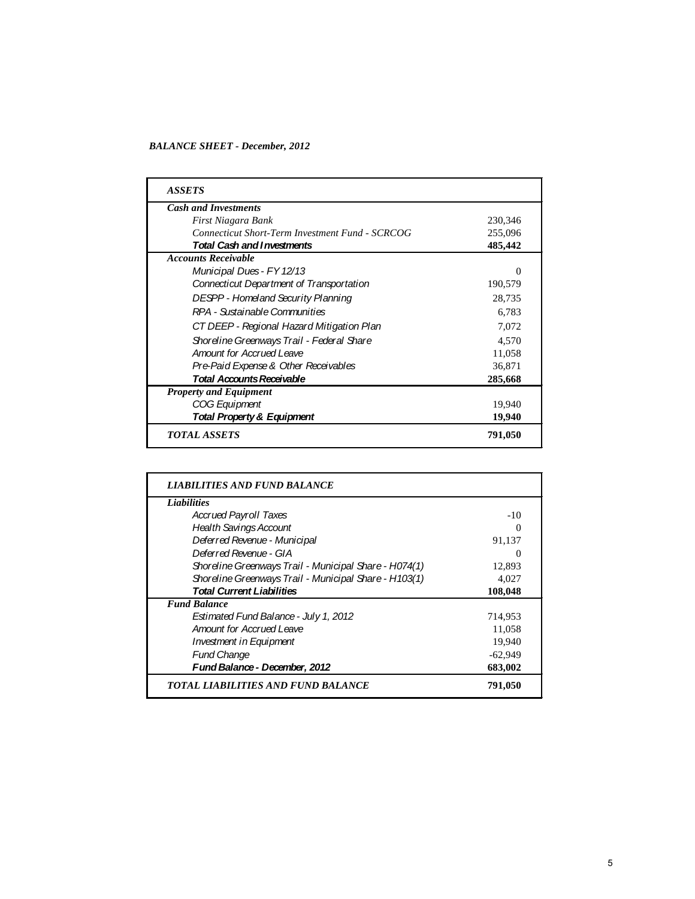*BALANCE SHEET - December, 2012*

| ***ASSETS*** | |
|---|---|
| ***Cash and Investments*** | |
| *First Niagara Bank* | 230,346 |
| *Connecticut Short-Term Investment Fund - SCRCOG* | 255,096 |
| ***Total Cash and Investments*** | **485,442** |
| ***Accounts Receivable*** | |
| *Municipal Dues - FY 12/13* | 0 |
| *Connecticut Department of Transportation* | 190,579 |
| *DESPP - Homeland Security Planning* | 28,735 |
| *RPA - Sustainable Communities* | 6,783 |
| *CT DEEP - Regional Hazard Mitigation Plan* | 7,072 |
| *Shoreline Greenways Trail - Federal Share* | 4,570 |
| *Amount for Accrued Leave* | 11,058 |
| *Pre-Paid Expense & Other Receivables* | 36,871 |
| ***Total Accounts Receivable*** | **285,668** |
| ***Property and Equipment*** | |
| *COG Equipment* | 19,940 |
| ***Total Property & Equipment*** | **19,940** |
| ***TOTAL ASSETS*** | **791,050** |

| ***LIABILITIES AND FUND BALANCE*** | |
|---|---|
| ***Liabilities*** | |
| *Accrued Payroll Taxes* | -10 |
| *Health Savings Account* | 0 |
| *Deferred Revenue - Municipal* | 91,137 |
| *Deferred Revenue - GIA* | 0 |
| *Shoreline Greenways Trail - Municipal Share - H074(1)* | 12,893 |
| *Shoreline Greenways Trail - Municipal Share - H103(1)* | 4,027 |
| ***Total Current Liabilities*** | **108,048** |
| ***Fund Balance*** | |
| *Estimated Fund Balance - July 1, 2012* | 714,953 |
| *Amount for Accrued Leave* | 11,058 |
| *Investment in Equipment* | 19,940 |
| *Fund Change* | -62,949 |
| ***Fund Balance - December, 2012*** | **683,002** |
| ***TOTAL LIABILITIES AND FUND BALANCE*** | **791,050** |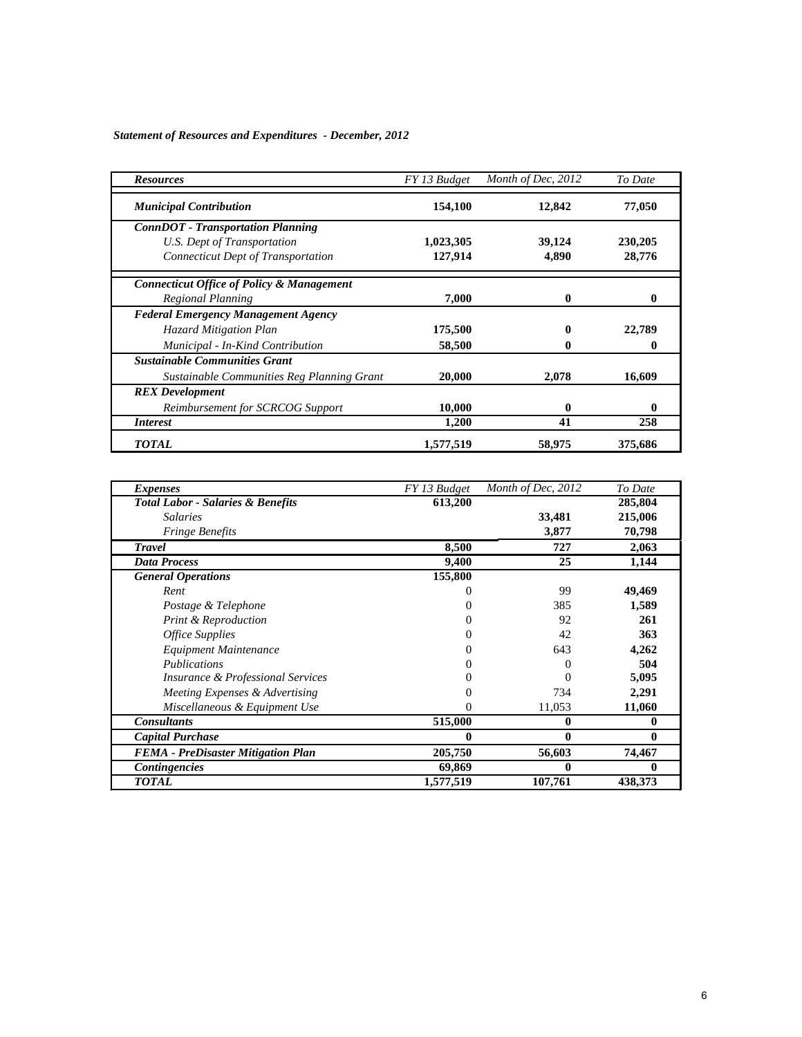***Statement of Resources and Expenditures - December, 2012***

| *Resources* | *FY 13 Budget* | *Month of Dec, 2012* | *To Date* |
|---|---|---|---|
| ***Municipal Contribution*** | **154,100** | **12,842** | **77,050** |
| ***ConnDOT - Transportation Planning*** | | | |
| *U.S. Dept of Transportation* | **1,023,305** | **39,124** | **230,205** |
| *Connecticut Dept of Transportation* | **127,914** | **4,890** | **28,776** |
| ***Connecticut Office of Policy & Management*** | | | |
| *Regional Planning* | **7,000** | **0** | **0** |
| ***Federal Emergency Management Agency*** | | | |
| *Hazard Mitigation Plan* | **175,500** | **0** | **22,789** |
| *Municipal - In-Kind Contribution* | **58,500** | **0** | **0** |
| ***Sustainable Communities Grant*** | | | |
| *Sustainable Communities Reg Planning Grant* | **20,000** | **2,078** | **16,609** |
| ***REX Development*** | | | |
| *Reimbursement for SCRCOG Support* | **10,000** | **0** | **0** |
| ***Interest*** | **1,200** | **41** | **258** |
| ***TOTAL*** | **1,577,519** | **58,975** | **375,686** |

| *Expenses* | *FY 13 Budget* | *Month of Dec, 2012* | *To Date* |
|---|---|---|---|
| ***Total Labor - Salaries & Benefits*** | **613,200** | | **285,804** |
| *Salaries* | | **33,481** | **215,006** |
| *Fringe Benefits* | | **3,877** | **70,798** |
| ***Travel*** | **8,500** | **727** | **2,063** |
| ***Data Process*** | **9,400** | **25** | **1,144** |
| ***General Operations*** | **155,800** | | |
| *Rent* | 0 | 99 | **49,469** |
| *Postage & Telephone* | 0 | 385 | **1,589** |
| *Print & Reproduction* | 0 | 92 | **261** |
| *Office Supplies* | 0 | 42 | **363** |
| *Equipment Maintenance* | 0 | 643 | **4,262** |
| *Publications* | 0 | 0 | **504** |
| *Insurance & Professional Services* | 0 | 0 | **5,095** |
| *Meeting Expenses & Advertising* | 0 | 734 | **2,291** |
| *Miscellaneous & Equipment Use* | 0 | 11,053 | **11,060** |
| ***Consultants*** | **515,000** | **0** | **0** |
| ***Capital Purchase*** | **0** | **0** | **0** |
| ***FEMA - PreDisaster Mitigation Plan*** | **205,750** | **56,603** | **74,467** |
| ***Contingencies*** | **69,869** | **0** | **0** |
| ***TOTAL*** | **1,577,519** | **107,761** | **438,373** |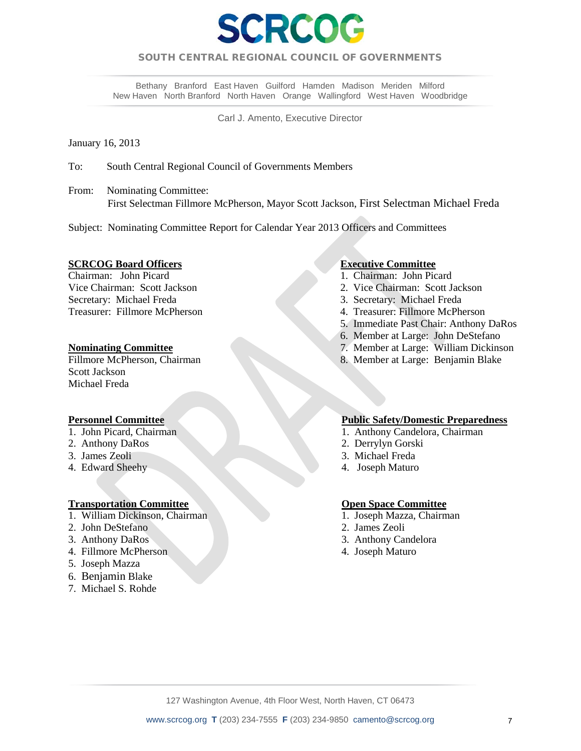# SCRCOG

**SOUTH CENTRAL REGIONAL COUNCIL OF GOVERNMENTS**

Bethany Branford East Haven Guilford Hamden Madison Meriden Milford
New Haven North Branford North Haven Orange Wallingford West Haven Woodbridge

Carl J. Amento, Executive Director

January 16, 2013

To: South Central Regional Council of Governments Members

From: Nominating Committee:
First Selectman Fillmore McPherson, Mayor Scott Jackson, First Selectman Michael Freda

Subject: Nominating Committee Report for Calendar Year 2013 Officers and Committees

**SCRCOG Board Officers**

Chairman: John Picard
Vice Chairman: Scott Jackson
Secretary: Michael Freda
Treasurer: Fillmore McPherson

**Nominating Committee**

Fillmore McPherson, Chairman
Scott Jackson
Michael Freda

**Personnel Committee**

1. John Picard, Chairman
2. Anthony DaRos
3. James Zeoli
4. Edward Sheehy

**Transportation Committee**

1. William Dickinson, Chairman
2. John DeStefano
3. Anthony DaRos
4. Fillmore McPherson
5. Joseph Mazza
6. Benjamin Blake
7. Michael S. Rohde

**Executive Committee**

1. Chairman: John Picard
2. Vice Chairman: Scott Jackson
3. Secretary: Michael Freda
4. Treasurer: Fillmore McPherson
5. Immediate Past Chair: Anthony DaRos
6. Member at Large: John DeStefano
7. Member at Large: William Dickinson
8. Member at Large: Benjamin Blake

**Public Safety/Domestic Preparedness**

1. Anthony Candelora, Chairman
2. Derrylyn Gorski
3. Michael Freda
4. Joseph Maturo

**Open Space Committee**

1. Joseph Mazza, Chairman
2. James Zeoli
3. Anthony Candelora
4. Joseph Maturo

127 Washington Avenue, 4th Floor West, North Haven, CT 06473

www.scrcog.org **T** (203) 234-7555 **F** (203) 234-9850 camento@scrcog.org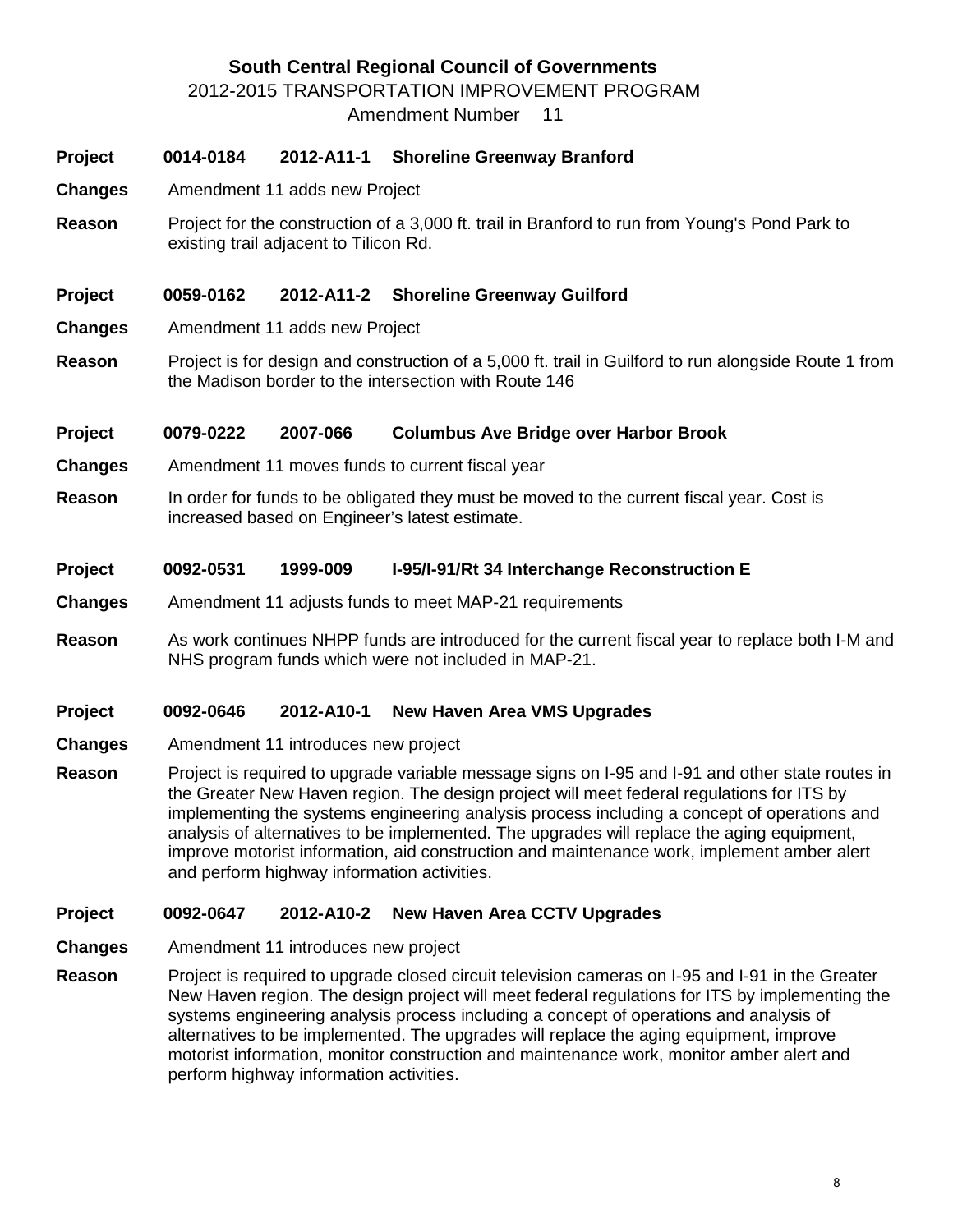# South Central Regional Council of Governments

## 2012-2015 TRANSPORTATION IMPROVEMENT PROGRAM

## Amendment Number 11

**Project** **0014-0184** **2012-A11-1** **Shoreline Greenway Branford**

**Changes** Amendment 11 adds new Project

**Reason** Project for the construction of a 3,000 ft. trail in Branford to run from Young's Pond Park to existing trail adjacent to Tilicon Rd.

**Project** **0059-0162** **2012-A11-2** **Shoreline Greenway Guilford**

**Changes** Amendment 11 adds new Project

**Reason** Project is for design and construction of a 5,000 ft. trail in Guilford to run alongside Route 1 from the Madison border to the intersection with Route 146

**Project** **0079-0222** **2007-066** **Columbus Ave Bridge over Harbor Brook**

**Changes** Amendment 11 moves funds to current fiscal year

**Reason** In order for funds to be obligated they must be moved to the current fiscal year. Cost is increased based on Engineer's latest estimate.

**Project** **0092-0531** **1999-009** **I-95/I-91/Rt 34 Interchange Reconstruction E**

**Changes** Amendment 11 adjusts funds to meet MAP-21 requirements

**Reason** As work continues NHPP funds are introduced for the current fiscal year to replace both I-M and NHS program funds which were not included in MAP-21.

**Project** **0092-0646** **2012-A10-1** **New Haven Area VMS Upgrades**

**Changes** Amendment 11 introduces new project

**Reason** Project is required to upgrade variable message signs on I-95 and I-91 and other state routes in the Greater New Haven region. The design project will meet federal regulations for ITS by implementing the systems engineering analysis process including a concept of operations and analysis of alternatives to be implemented. The upgrades will replace the aging equipment, improve motorist information, aid construction and maintenance work, implement amber alert and perform highway information activities.

**Project** **0092-0647** **2012-A10-2** **New Haven Area CCTV Upgrades**

**Changes** Amendment 11 introduces new project

**Reason** Project is required to upgrade closed circuit television cameras on I-95 and I-91 in the Greater New Haven region. The design project will meet federal regulations for ITS by implementing the systems engineering analysis process including a concept of operations and analysis of alternatives to be implemented. The upgrades will replace the aging equipment, improve motorist information, monitor construction and maintenance work, monitor amber alert and perform highway information activities.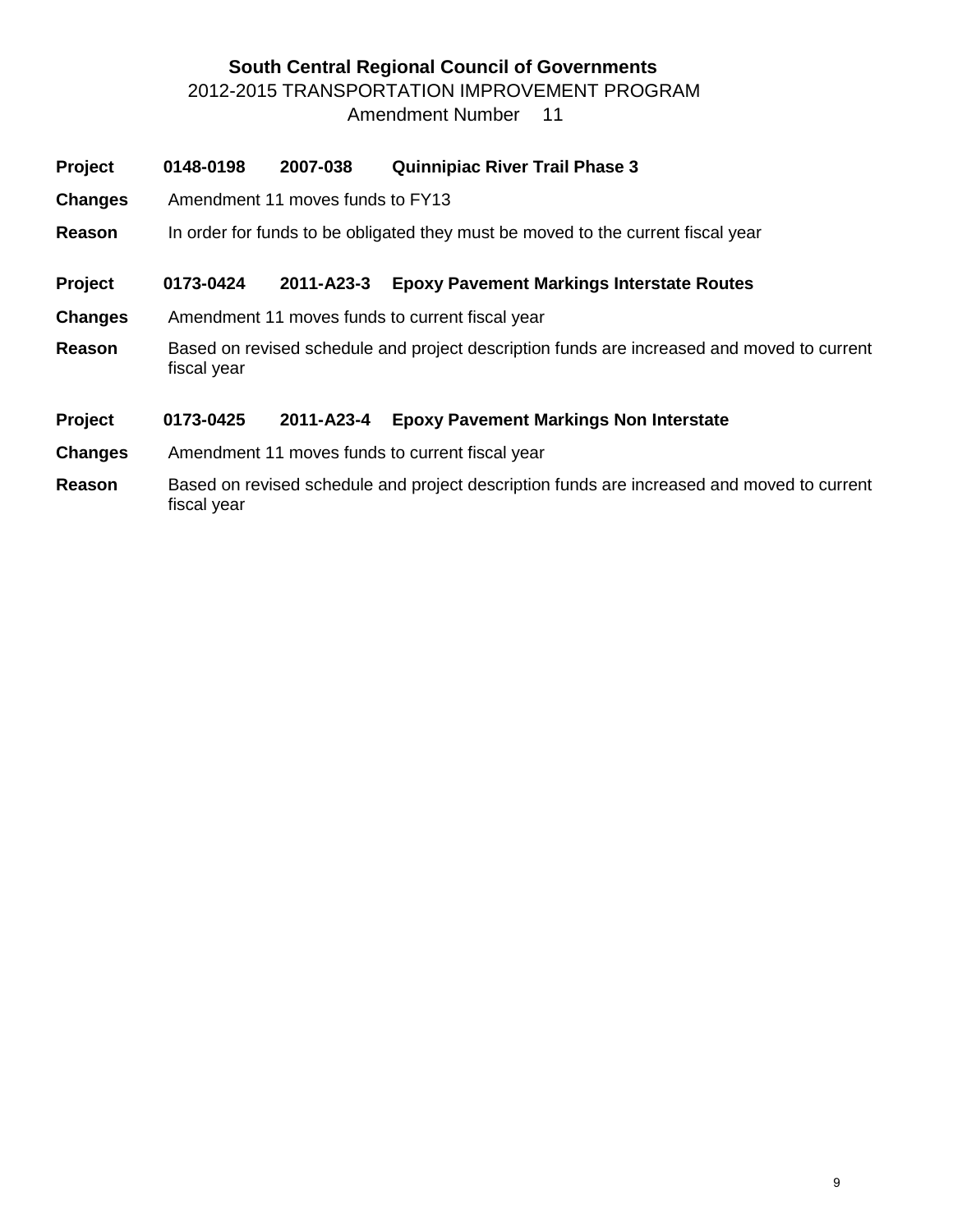# South Central Regional Council of Governments

2012-2015 TRANSPORTATION IMPROVEMENT PROGRAM

Amendment Number 11

**Project** **0148-0198** **2007-038** **Quinnipiac River Trail Phase 3**

**Changes** Amendment 11 moves funds to FY13

**Reason** In order for funds to be obligated they must be moved to the current fiscal year

**Project** **0173-0424** **2011-A23-3** **Epoxy Pavement Markings Interstate Routes**

**Changes** Amendment 11 moves funds to current fiscal year

**Reason** Based on revised schedule and project description funds are increased and moved to current fiscal year

**Project** **0173-0425** **2011-A23-4** **Epoxy Pavement Markings Non Interstate**

**Changes** Amendment 11 moves funds to current fiscal year

**Reason** Based on revised schedule and project description funds are increased and moved to current fiscal year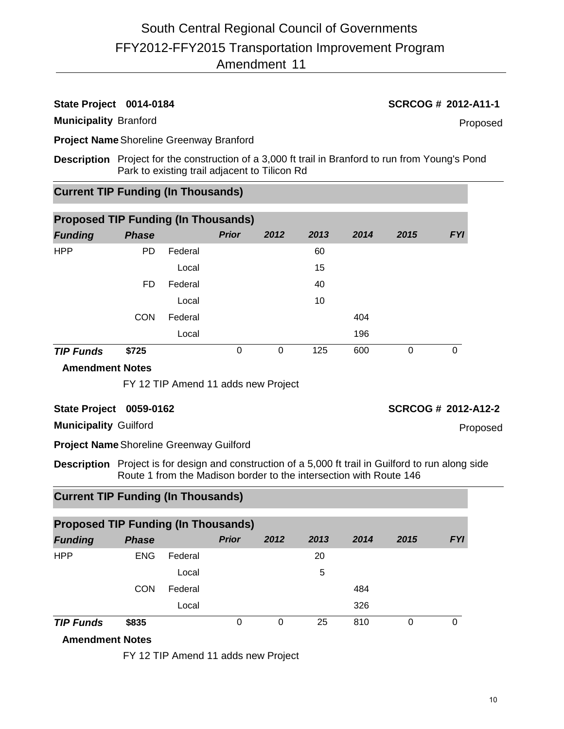# South Central Regional Council of Governments
## FFY2012-FFY2015 Transportation Improvement Program
## Amendment 11

**State Project** 0014-0184 **SCRCOG #** 2012-A11-1

**Municipality** Branford Proposed

**Project Name** Shoreline Greenway Branford

**Description** Project for the construction of a 3,000 ft trail in Branford to run from Young's Pond Park to existing trail adjacent to Tilicon Rd

**Current TIP Funding (In Thousands)**

**Proposed TIP Funding (In Thousands)**

| *Funding* | *Phase* | | *Prior* | *2012* | *2013* | *2014* | *2015* | *FYI* |
|---|---|---|---|---|---|---|---|---|
| HPP | PD | Federal | | | 60 | | | |
| | | Local | | | 15 | | | |
| | FD | Federal | | | 40 | | | |
| | | Local | | | 10 | | | |
| | CON | Federal | | | | 404 | | |
| | | Local | | | | 196 | | |
| ***TIP Funds*** | **$725** | | 0 | 0 | 125 | 600 | 0 | 0 |

**Amendment Notes**

FY 12 TIP Amend 11 adds new Project

**State Project** 0059-0162 **SCRCOG #** 2012-A12-2

**Municipality** Guilford Proposed

**Project Name** Shoreline Greenway Guilford

**Description** Project is for design and construction of a 5,000 ft trail in Guilford to run along side Route 1 from the Madison border to the intersection with Route 146

**Current TIP Funding (In Thousands)**

**Proposed TIP Funding (In Thousands)**

| *Funding* | *Phase* | | *Prior* | *2012* | *2013* | *2014* | *2015* | *FYI* |
|---|---|---|---|---|---|---|---|---|
| HPP | ENG | Federal | | | 20 | | | |
| | | Local | | | 5 | | | |
| | CON | Federal | | | | 484 | | |
| | | Local | | | | 326 | | |
| ***TIP Funds*** | **$835** | | 0 | 0 | 25 | 810 | 0 | 0 |

**Amendment Notes**

FY 12 TIP Amend 11 adds new Project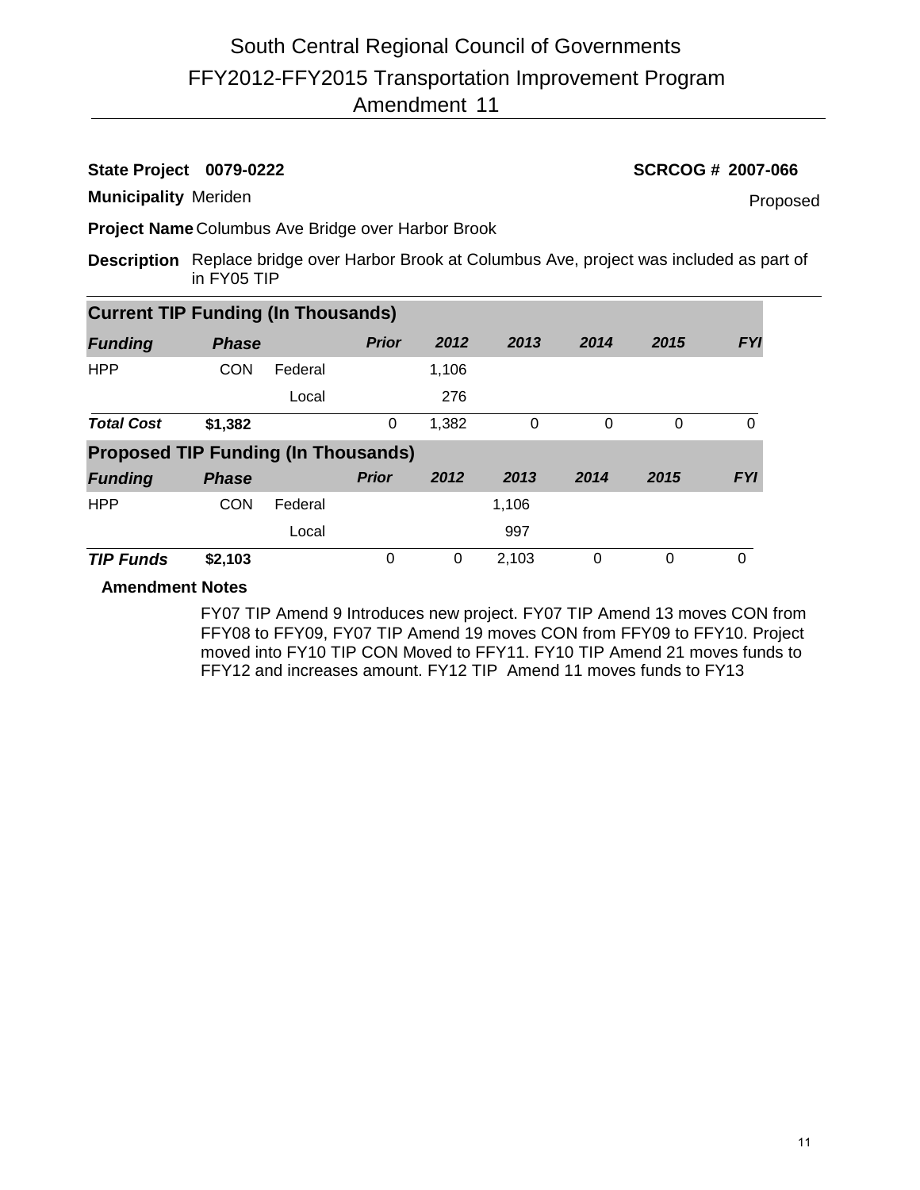# South Central Regional Council of Governments
## FFY2012-FFY2015 Transportation Improvement Program
## Amendment 11

**State Project** **0079-0222** **SCRCOG # 2007-066**

**Municipality** Meriden Proposed

**Project Name** Columbus Ave Bridge over Harbor Brook

**Description** Replace bridge over Harbor Brook at Columbus Ave, project was included as part of in FY05 TIP

| **Current TIP Funding (In Thousands)** | | | | | | | | |
|---|---|---|---|---|---|---|---|---|
| ***Funding*** | ***Phase*** | | ***Prior*** | ***2012*** | ***2013*** | ***2014*** | ***2015*** | ***FYI*** |
| HPP | CON | Federal | | 1,106 | | | | |
| | | Local | | 276 | | | | |
| ***Total Cost*** | **$1,382** | | 0 | 1,382 | 0 | 0 | 0 | 0 |

| **Proposed TIP Funding (In Thousands)** | | | | | | | | |
|---|---|---|---|---|---|---|---|---|
| ***Funding*** | ***Phase*** | | ***Prior*** | ***2012*** | ***2013*** | ***2014*** | ***2015*** | ***FYI*** |
| HPP | CON | Federal | | | 1,106 | | | |
| | | Local | | | 997 | | | |
| ***TIP Funds*** | **$2,103** | | 0 | 0 | 2,103 | 0 | 0 | 0 |

**Amendment Notes**

FY07 TIP Amend 9 Introduces new project. FY07 TIP Amend 13 moves CON from FFY08 to FFY09, FY07 TIP Amend 19 moves CON from FFY09 to FFY10. Project moved into FY10 TIP CON Moved to FFY11. FY10 TIP Amend 21 moves funds to FFY12 and increases amount. FY12 TIP Amend 11 moves funds to FY13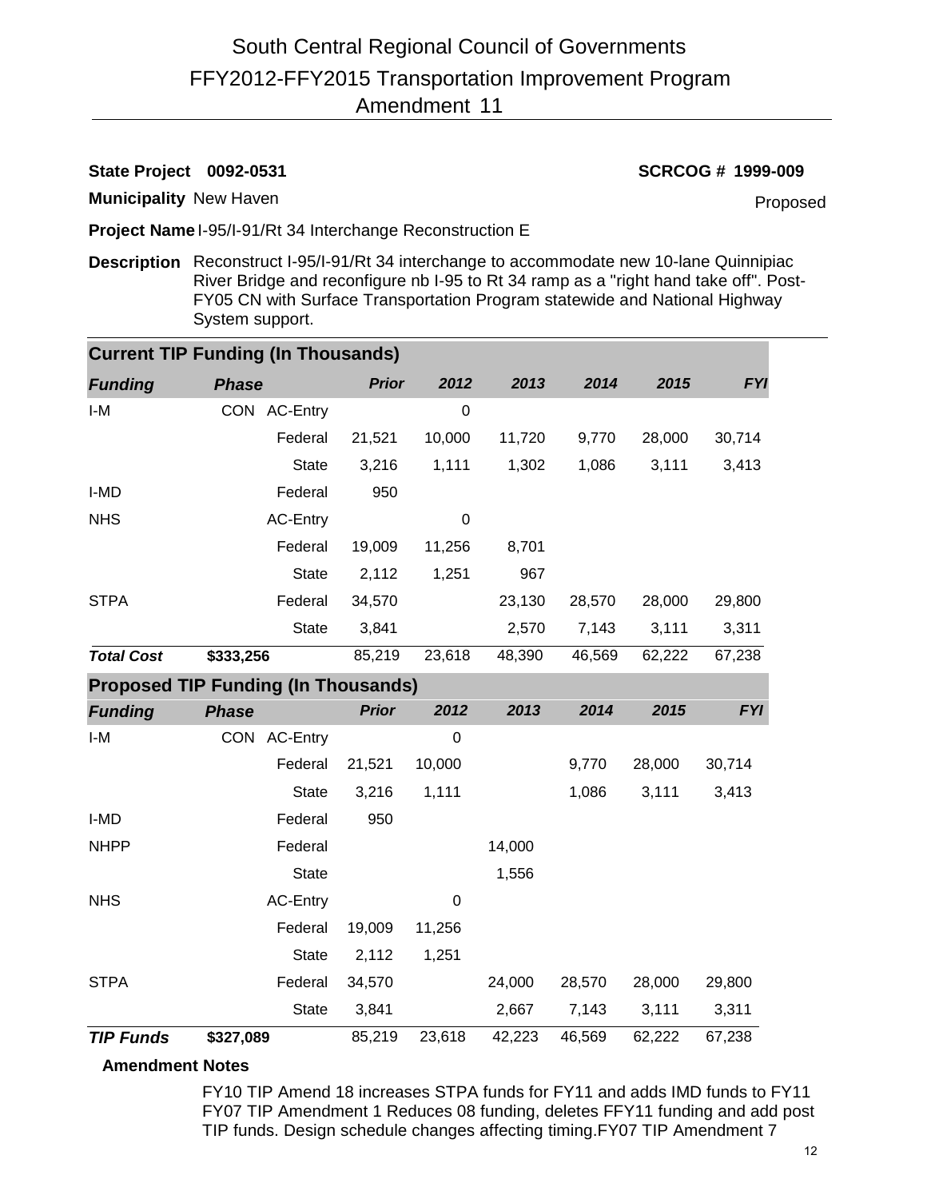# South Central Regional Council of Governments
## FFY2012-FFY2015 Transportation Improvement Program
## Amendment 11

**State Project** 0092-0531 **SCRCOG #** 1999-009

**Municipality** New Haven Proposed

**Project Name** I-95/I-91/Rt 34 Interchange Reconstruction E

**Description** Reconstruct I-95/I-91/Rt 34 interchange to accommodate new 10-lane Quinnipiac River Bridge and reconfigure nb I-95 to Rt 34 ramp as a "right hand take off". Post-FY05 CN with Surface Transportation Program statewide and National Highway System support.

### Current TIP Funding (In Thousands)

| *Funding* | *Phase* | | *Prior* | *2012* | *2013* | *2014* | *2015* | *FYI* |
|---|---|---|---|---|---|---|---|---|
| I-M | CON | AC-Entry | | 0 | | | | |
| | | Federal | 21,521 | 10,000 | 11,720 | 9,770 | 28,000 | 30,714 |
| | | State | 3,216 | 1,111 | 1,302 | 1,086 | 3,111 | 3,413 |
| I-MD | | Federal | 950 | | | | | |
| NHS | | AC-Entry | | 0 | | | | |
| | | Federal | 19,009 | 11,256 | 8,701 | | | |
| | | State | 2,112 | 1,251 | 967 | | | |
| STPA | | Federal | 34,570 | | 23,130 | 28,570 | 28,000 | 29,800 |
| | | State | 3,841 | | 2,570 | 7,143 | 3,111 | 3,311 |
| ***Total Cost*** | **$333,256** | | 85,219 | 23,618 | 48,390 | 46,569 | 62,222 | 67,238 |

### Proposed TIP Funding (In Thousands)

| *Funding* | *Phase* | | *Prior* | *2012* | *2013* | *2014* | *2015* | *FYI* |
|---|---|---|---|---|---|---|---|---|
| I-M | CON | AC-Entry | | 0 | | | | |
| | | Federal | 21,521 | 10,000 | | 9,770 | 28,000 | 30,714 |
| | | State | 3,216 | 1,111 | | 1,086 | 3,111 | 3,413 |
| I-MD | | Federal | 950 | | | | | |
| NHPP | | Federal | | | 14,000 | | | |
| | | State | | | 1,556 | | | |
| NHS | | AC-Entry | | 0 | | | | |
| | | Federal | 19,009 | 11,256 | | | | |
| | | State | 2,112 | 1,251 | | | | |
| STPA | | Federal | 34,570 | | 24,000 | 28,570 | 28,000 | 29,800 |
| | | State | 3,841 | | 2,667 | 7,143 | 3,111 | 3,311 |
| ***TIP Funds*** | **$327,089** | | 85,219 | 23,618 | 42,223 | 46,569 | 62,222 | 67,238 |

**Amendment Notes**

FY10 TIP Amend 18 increases STPA funds for FY11 and adds IMD funds to FY11 FY07 TIP Amendment 1 Reduces 08 funding, deletes FFY11 funding and add post TIP funds. Design schedule changes affecting timing.FY07 TIP Amendment 7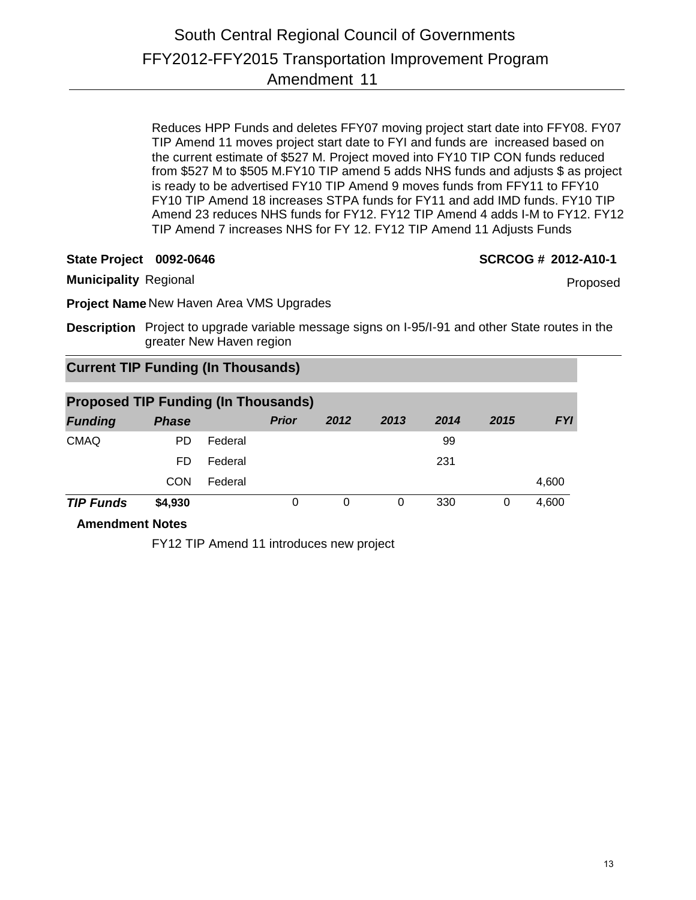# South Central Regional Council of Governments
## FFY2012-FFY2015 Transportation Improvement Program
## Amendment 11

Reduces HPP Funds and deletes FFY07 moving project start date into FFY08. FY07 TIP Amend 11 moves project start date to FYI and funds are increased based on the current estimate of $527 M. Project moved into FY10 TIP CON funds reduced from $527 M to $505 M.FY10 TIP amend 5 adds NHS funds and adjusts $ as project is ready to be advertised FY10 TIP Amend 9 moves funds from FFY11 to FFY10 FY10 TIP Amend 18 increases STPA funds for FY11 and add IMD funds. FY10 TIP Amend 23 reduces NHS funds for FY12. FY12 TIP Amend 4 adds I-M to FY12. FY12 TIP Amend 7 increases NHS for FY 12. FY12 TIP Amend 11 Adjusts Funds

**State Project** 0092-0646 **SCRCOG #** **2012-A10-1**

**Municipality** Regional Proposed

**Project Name** New Haven Area VMS Upgrades

**Description** Project to upgrade variable message signs on I-95/I-91 and other State routes in the greater New Haven region

### Current TIP Funding (In Thousands)

### Proposed TIP Funding (In Thousands)

| *Funding* | *Phase* | | *Prior* | *2012* | *2013* | *2014* | *2015* | *FYI* |
|---|---|---|---|---|---|---|---|---|
| CMAQ | PD | Federal | | | | 99 | | |
| | FD | Federal | | | | 231 | | |
| | CON | Federal | | | | | | 4,600 |
| ***TIP Funds*** | **$4,930** | | 0 | 0 | 0 | 330 | 0 | 4,600 |

**Amendment Notes**

FY12 TIP Amend 11 introduces new project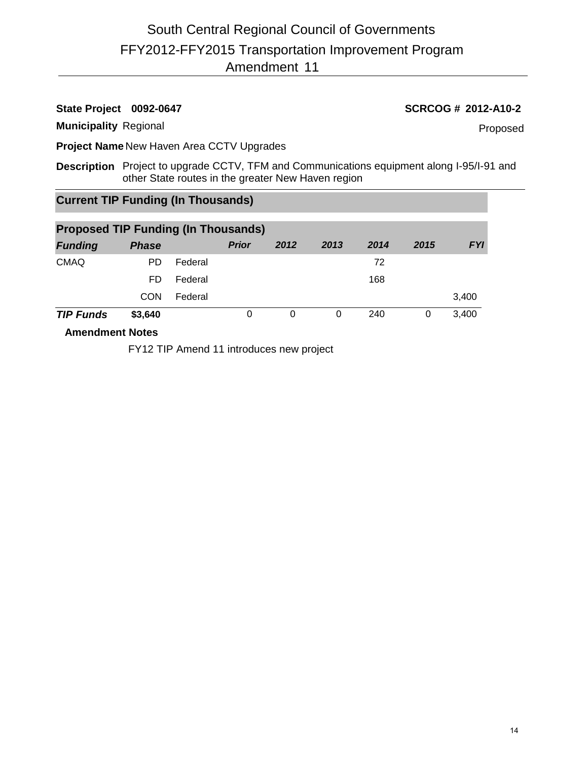# South Central Regional Council of Governments
## FFY2012-FFY2015 Transportation Improvement Program
## Amendment 11

**State Project** **0092-0647** **SCRCOG # 2012-A10-2**

**Municipality** Regional Proposed

**Project Name** New Haven Area CCTV Upgrades

**Description** Project to upgrade CCTV, TFM and Communications equipment along I-95/I-91 and other State routes in the greater New Haven region

### Current TIP Funding (In Thousands)

### Proposed TIP Funding (In Thousands)

| *Funding* | *Phase* | | *Prior* | *2012* | *2013* | *2014* | *2015* | *FYI* |
|---|---|---|---|---|---|---|---|---|
| CMAQ | PD | Federal | | | | 72 | | |
| | FD | Federal | | | | 168 | | |
| | CON | Federal | | | | | | 3,400 |
| ***TIP Funds*** | **$3,640** | | 0 | 0 | 0 | 240 | 0 | 3,400 |

**Amendment Notes**

FY12 TIP Amend 11 introduces new project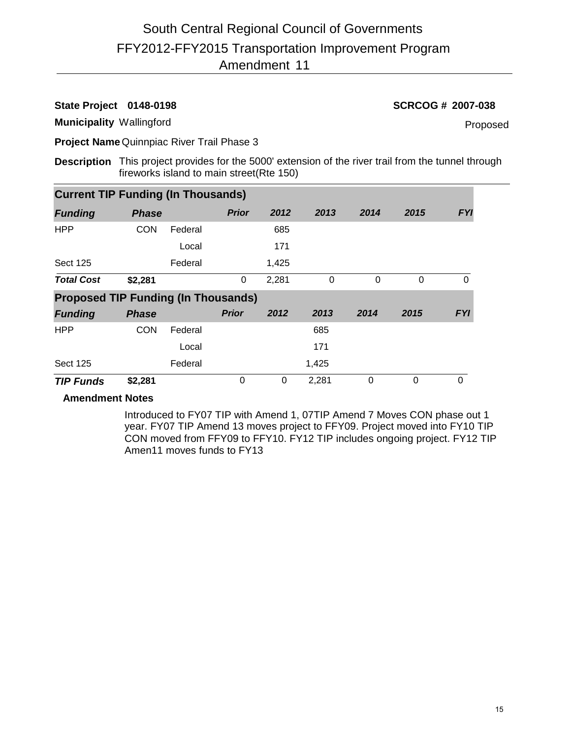# South Central Regional Council of Governments
## FFY2012-FFY2015 Transportation Improvement Program
## Amendment 11

**State Project 0148-0198** **SCRCOG # 2007-038**

**Municipality** Wallingford Proposed

**Project Name** Quinnpiac River Trail Phase 3

**Description** This project provides for the 5000' extension of the river trail from the tunnel through fireworks island to main street(Rte 150)

### Current TIP Funding (In Thousands)

| Funding | Phase | | Prior | 2012 | 2013 | 2014 | 2015 | FYI |
|---|---|---|---|---|---|---|---|---|
| HPP | CON | Federal | | 685 | | | | |
| | | Local | | 171 | | | | |
| Sect 125 | | Federal | | 1,425 | | | | |
| ***Total Cost*** | **$2,281** | | 0 | 2,281 | 0 | 0 | 0 | 0 |

### Proposed TIP Funding (In Thousands)

| Funding | Phase | | Prior | 2012 | 2013 | 2014 | 2015 | FYI |
|---|---|---|---|---|---|---|---|---|
| HPP | CON | Federal | | | 685 | | | |
| | | Local | | | 171 | | | |
| Sect 125 | | Federal | | | 1,425 | | | |
| ***TIP Funds*** | **$2,281** | | 0 | 0 | 2,281 | 0 | 0 | 0 |

**Amendment Notes**

Introduced to FY07 TIP with Amend 1, 07TIP Amend 7 Moves CON phase out 1 year. FY07 TIP Amend 13 moves project to FFY09. Project moved into FY10 TIP CON moved from FFY09 to FFY10. FY12 TIP includes ongoing project. FY12 TIP Amen11 moves funds to FY13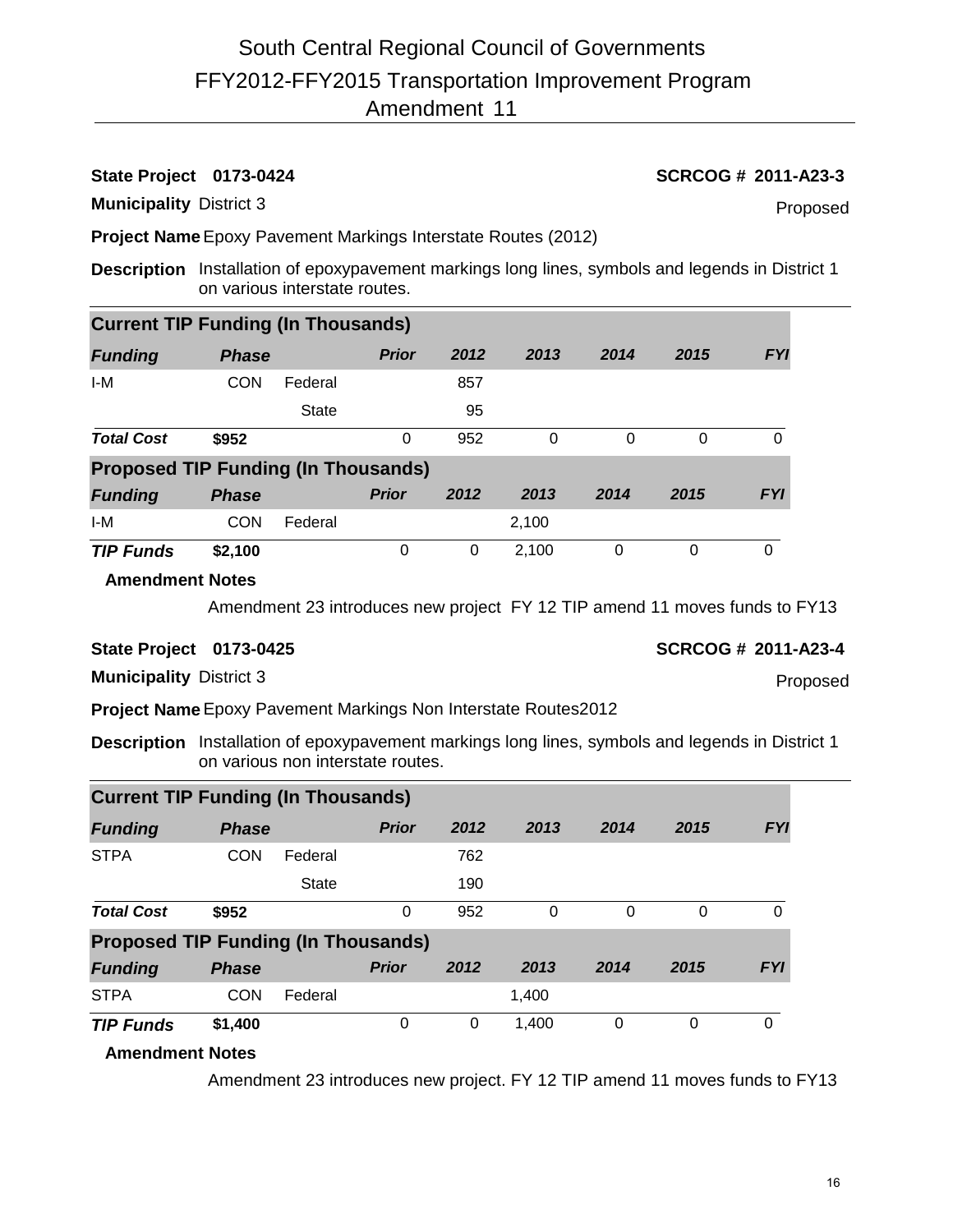# South Central Regional Council of Governments
## FFY2012-FFY2015 Transportation Improvement Program
## Amendment 11

**State Project** 0173-0424 **SCRCOG #** 2011-A23-3

**Municipality** District 3 Proposed

**Project Name** Epoxy Pavement Markings Interstate Routes (2012)

**Description** Installation of epoxypavement markings long lines, symbols and legends in District 1 on various interstate routes.

**Current TIP Funding (In Thousands)**

| *Funding* | *Phase* | | *Prior* | *2012* | *2013* | *2014* | *2015* | *FYI* |
|---|---|---|---|---|---|---|---|---|
| I-M | CON | Federal | | 857 | | | | |
| | | State | | 95 | | | | |
| ***Total Cost*** | **$952** | | 0 | 952 | 0 | 0 | 0 | 0 |

**Proposed TIP Funding (In Thousands)**

| *Funding* | *Phase* | | *Prior* | *2012* | *2013* | *2014* | *2015* | *FYI* |
|---|---|---|---|---|---|---|---|---|
| I-M | CON | Federal | | | 2,100 | | | |
| ***TIP Funds*** | **$2,100** | | 0 | 0 | 2,100 | 0 | 0 | 0 |

**Amendment Notes**

Amendment 23 introduces new project FY 12 TIP amend 11 moves funds to FY13

**State Project** 0173-0425 **SCRCOG #** 2011-A23-4

**Municipality** District 3 Proposed

**Project Name** Epoxy Pavement Markings Non Interstate Routes2012

**Description** Installation of epoxypavement markings long lines, symbols and legends in District 1 on various non interstate routes.

**Current TIP Funding (In Thousands)**

| *Funding* | *Phase* | | *Prior* | *2012* | *2013* | *2014* | *2015* | *FYI* |
|---|---|---|---|---|---|---|---|---|
| STPA | CON | Federal | | 762 | | | | |
| | | State | | 190 | | | | |
| ***Total Cost*** | **$952** | | 0 | 952 | 0 | 0 | 0 | 0 |

**Proposed TIP Funding (In Thousands)**

| *Funding* | *Phase* | | *Prior* | *2012* | *2013* | *2014* | *2015* | *FYI* |
|---|---|---|---|---|---|---|---|---|
| STPA | CON | Federal | | | 1,400 | | | |
| ***TIP Funds*** | **$1,400** | | 0 | 0 | 1,400 | 0 | 0 | 0 |

**Amendment Notes**

Amendment 23 introduces new project. FY 12 TIP amend 11 moves funds to FY13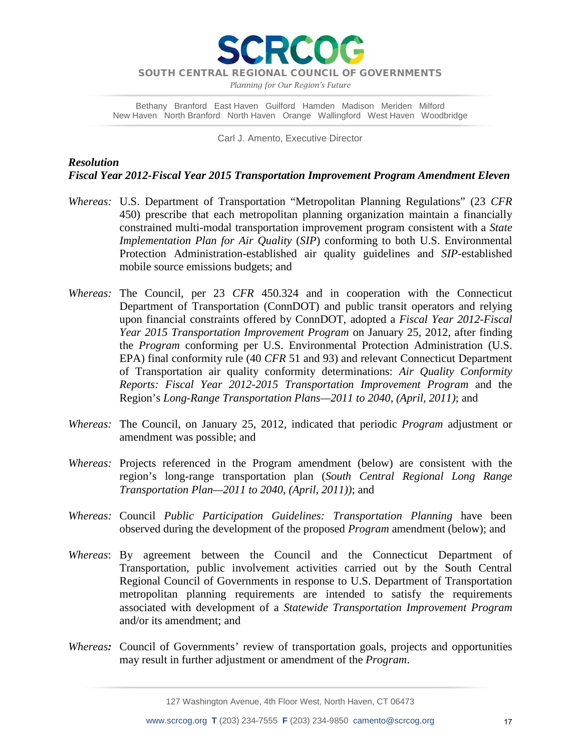# SCRCOG

**SOUTH CENTRAL REGIONAL COUNCIL OF GOVERNMENTS**

*Planning for Our Region's Future*

Bethany Branford East Haven Guilford Hamden Madison Meriden Milford
New Haven North Branford North Haven Orange Wallingford West Haven Woodbridge

Carl J. Amento, Executive Director

***Resolution***
***Fiscal Year 2012-Fiscal Year 2015 Transportation Improvement Program Amendment Eleven***

*Whereas:* U.S. Department of Transportation "Metropolitan Planning Regulations" (23 *CFR* 450) prescribe that each metropolitan planning organization maintain a financially constrained multi-modal transportation improvement program consistent with a *State Implementation Plan for Air Quality* (*SIP*) conforming to both U.S. Environmental Protection Administration-established air quality guidelines and *SIP*-established mobile source emissions budgets; and

*Whereas:* The Council, per 23 *CFR* 450.324 and in cooperation with the Connecticut Department of Transportation (ConnDOT) and public transit operators and relying upon financial constraints offered by ConnDOT, adopted a *Fiscal Year 2012-Fiscal Year 2015 Transportation Improvement Program* on January 25, 2012, after finding the *Program* conforming per U.S. Environmental Protection Administration (U.S. EPA) final conformity rule (40 *CFR* 51 and 93) and relevant Connecticut Department of Transportation air quality conformity determinations: *Air Quality Conformity Reports: Fiscal Year 2012-2015 Transportation Improvement Program* and the Region's *Long-Range Transportation Plans—2011 to 2040, (April, 2011)*; and

*Whereas:* The Council, on January 25, 2012, indicated that periodic *Program* adjustment or amendment was possible; and

*Whereas:* Projects referenced in the Program amendment (below) are consistent with the region's long-range transportation plan (*South Central Regional Long Range Transportation Plan—2011 to 2040, (April, 2011))*; and

*Whereas:* Council *Public Participation Guidelines: Transportation Planning* have been observed during the development of the proposed *Program* amendment (below); and

*Whereas*: By agreement between the Council and the Connecticut Department of Transportation, public involvement activities carried out by the South Central Regional Council of Governments in response to U.S. Department of Transportation metropolitan planning requirements are intended to satisfy the requirements associated with development of a *Statewide Transportation Improvement Program* and/or its amendment; and

*Whereas:* Council of Governments' review of transportation goals, projects and opportunities may result in further adjustment or amendment of the *Program*.

127 Washington Avenue, 4th Floor West, North Haven, CT 06473

www.scrcog.org **T** (203) 234-7555 **F** (203) 234-9850 camento@scrcog.org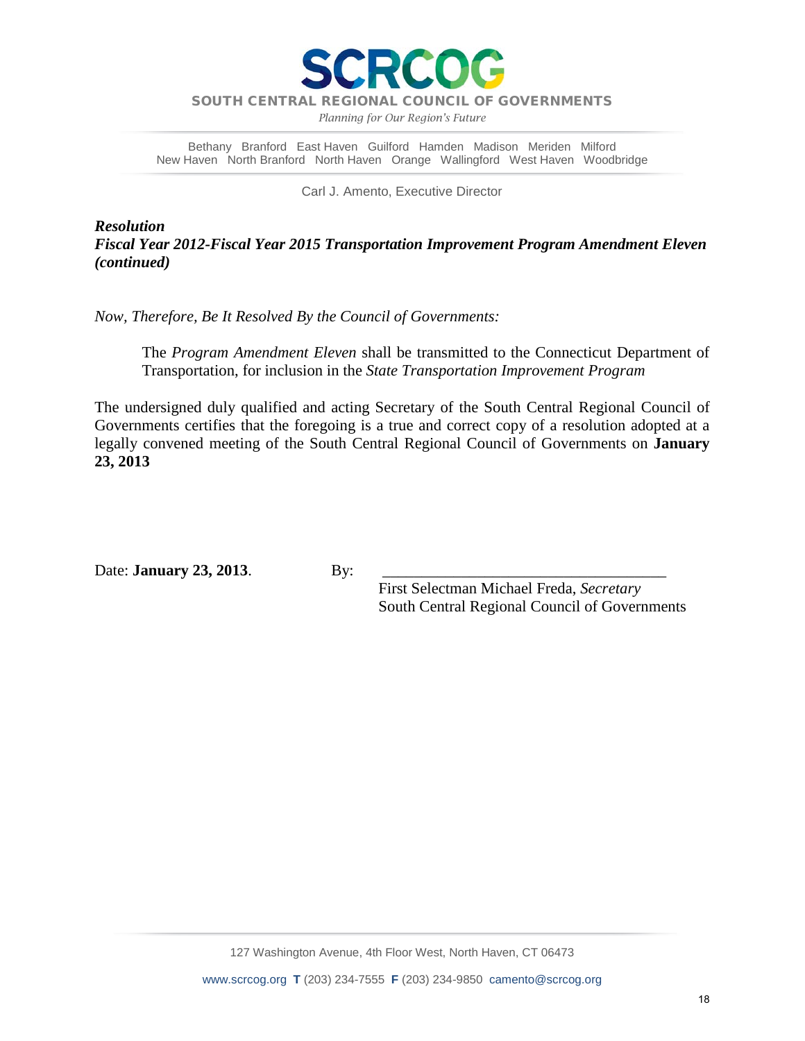# SCRCOG

**SOUTH CENTRAL REGIONAL COUNCIL OF GOVERNMENTS**

*Planning for Our Region's Future*

Bethany Branford East Haven Guilford Hamden Madison Meriden Milford
New Haven North Branford North Haven Orange Wallingford West Haven Woodbridge

Carl J. Amento, Executive Director

***Resolution***
***Fiscal Year 2012-Fiscal Year 2015 Transportation Improvement Program Amendment Eleven (continued)***

*Now, Therefore, Be It Resolved By the Council of Governments:*

> The *Program Amendment Eleven* shall be transmitted to the Connecticut Department of Transportation, for inclusion in the *State Transportation Improvement Program*

The undersigned duly qualified and acting Secretary of the South Central Regional Council of Governments certifies that the foregoing is a true and correct copy of a resolution adopted at a legally convened meeting of the South Central Regional Council of Governments on **January 23, 2013**

Date: **January 23, 2013**.

By: ______________________________________
First Selectman Michael Freda, *Secretary*
South Central Regional Council of Governments

127 Washington Avenue, 4th Floor West, North Haven, CT 06473

www.scrcog.org **T** (203) 234-7555 **F** (203) 234-9850 camento@scrcog.org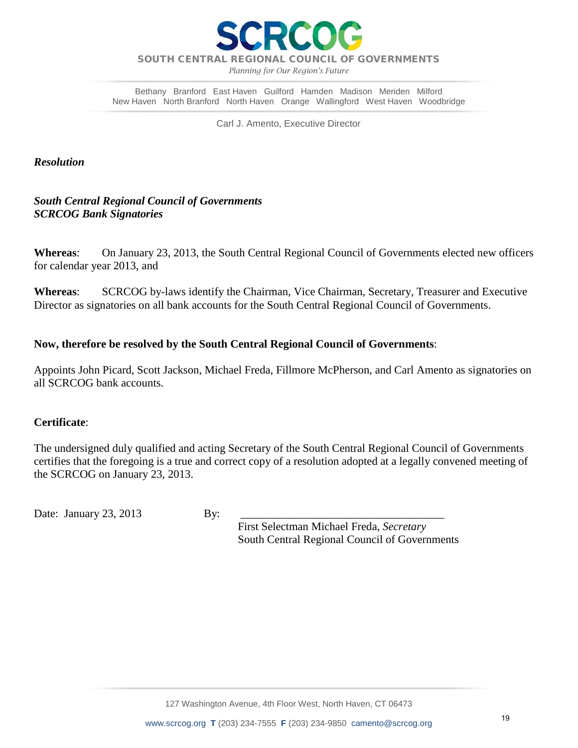**SCRCOG**

**SOUTH CENTRAL REGIONAL COUNCIL OF GOVERNMENTS**

*Planning for Our Region's Future*

Bethany Branford East Haven Guilford Hamden Madison Meriden Milford
New Haven North Branford North Haven Orange Wallingford West Haven Woodbridge

Carl J. Amento, Executive Director

***Resolution***

***South Central Regional Council of Governments***
***SCRCOG Bank Signatories***

**Whereas**: On January 23, 2013, the South Central Regional Council of Governments elected new officers for calendar year 2013, and

**Whereas**: SCRCOG by-laws identify the Chairman, Vice Chairman, Secretary, Treasurer and Executive Director as signatories on all bank accounts for the South Central Regional Council of Governments.

**Now, therefore be resolved by the South Central Regional Council of Governments**:

Appoints John Picard, Scott Jackson, Michael Freda, Fillmore McPherson, and Carl Amento as signatories on all SCRCOG bank accounts.

**Certificate**:

The undersigned duly qualified and acting Secretary of the South Central Regional Council of Governments certifies that the foregoing is a true and correct copy of a resolution adopted at a legally convened meeting of the SCRCOG on January 23, 2013.

Date: January 23, 2013 By: ____________________________________

First Selectman Michael Freda, *Secretary*
South Central Regional Council of Governments

127 Washington Avenue, 4th Floor West, North Haven, CT 06473

www.scrcog.org **T** (203) 234-7555 **F** (203) 234-9850 camento@scrcog.org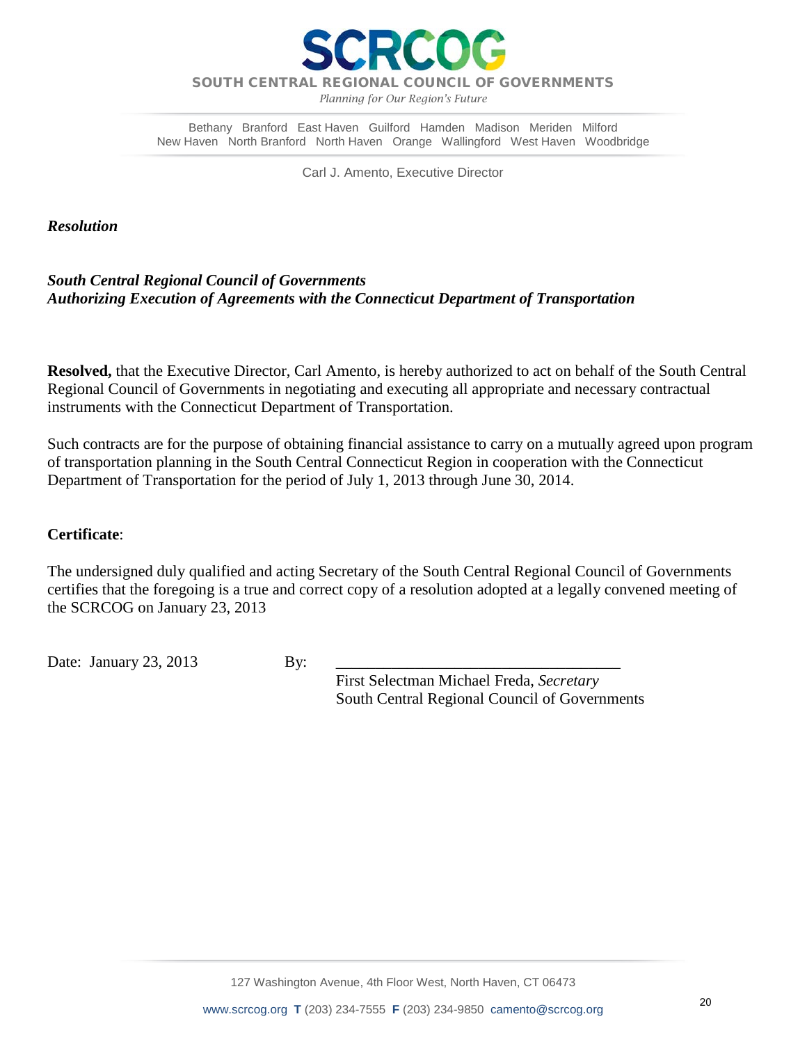# SCRCOG

**SOUTH CENTRAL REGIONAL COUNCIL OF GOVERNMENTS**

*Planning for Our Region's Future*

Bethany Branford East Haven Guilford Hamden Madison Meriden Milford
New Haven North Branford North Haven Orange Wallingford West Haven Woodbridge

Carl J. Amento, Executive Director

***Resolution***

***South Central Regional Council of Governments***
***Authorizing Execution of Agreements with the Connecticut Department of Transportation***

**Resolved,** that the Executive Director, Carl Amento, is hereby authorized to act on behalf of the South Central Regional Council of Governments in negotiating and executing all appropriate and necessary contractual instruments with the Connecticut Department of Transportation.

Such contracts are for the purpose of obtaining financial assistance to carry on a mutually agreed upon program of transportation planning in the South Central Connecticut Region in cooperation with the Connecticut Department of Transportation for the period of July 1, 2013 through June 30, 2014.

**Certificate**:

The undersigned duly qualified and acting Secretary of the South Central Regional Council of Governments certifies that the foregoing is a true and correct copy of a resolution adopted at a legally convened meeting of the SCRCOG on January 23, 2013

Date: January 23, 2013 By: ___________________________________

First Selectman Michael Freda, *Secretary*
South Central Regional Council of Governments

127 Washington Avenue, 4th Floor West, North Haven, CT 06473

www.scrcog.org **T** (203) 234-7555 **F** (203) 234-9850 camento@scrcog.org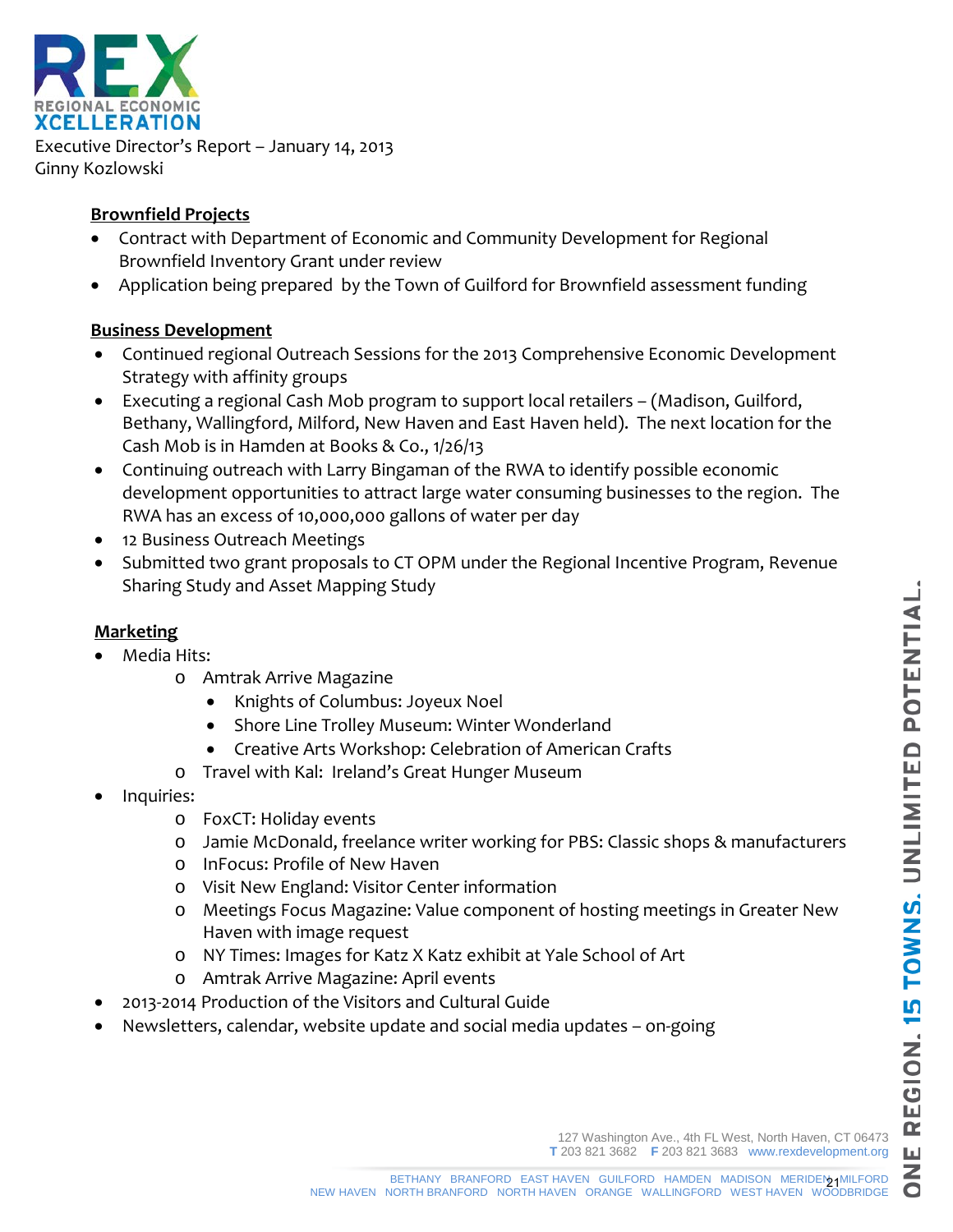REX
REGIONAL ECONOMIC
XCELLERATION

Executive Director's Report – January 14, 2013
Ginny Kozlowski

**Brownfield Projects**

- Contract with Department of Economic and Community Development for Regional Brownfield Inventory Grant under review
- Application being prepared by the Town of Guilford for Brownfield assessment funding

**Business Development**

- Continued regional Outreach Sessions for the 2013 Comprehensive Economic Development Strategy with affinity groups
- Executing a regional Cash Mob program to support local retailers – (Madison, Guilford, Bethany, Wallingford, Milford, New Haven and East Haven held). The next location for the Cash Mob is in Hamden at Books & Co., 1/26/13
- Continuing outreach with Larry Bingaman of the RWA to identify possible economic development opportunities to attract large water consuming businesses to the region. The RWA has an excess of 10,000,000 gallons of water per day
- 12 Business Outreach Meetings
- Submitted two grant proposals to CT OPM under the Regional Incentive Program, Revenue Sharing Study and Asset Mapping Study

**Marketing**

- Media Hits:
  - Amtrak Arrive Magazine
    - Knights of Columbus: Joyeux Noel
    - Shore Line Trolley Museum: Winter Wonderland
    - Creative Arts Workshop: Celebration of American Crafts
  - Travel with Kal: Ireland's Great Hunger Museum
- Inquiries:
  - FoxCT: Holiday events
  - Jamie McDonald, freelance writer working for PBS: Classic shops & manufacturers
  - InFocus: Profile of New Haven
  - Visit New England: Visitor Center information
  - Meetings Focus Magazine: Value component of hosting meetings in Greater New Haven with image request
  - NY Times: Images for Katz X Katz exhibit at Yale School of Art
  - Amtrak Arrive Magazine: April events
- 2013-2014 Production of the Visitors and Cultural Guide
- Newsletters, calendar, website update and social media updates – on-going

ONE REGION. 15 TOWNS. UNLIMITED POTENTIAL.

127 Washington Ave., 4th FL West, North Haven, CT 06473
T 203 821 3682 F 203 821 3683 www.rexdevelopment.org

BETHANY BRANFORD EAST HAVEN GUILFORD HAMDEN MADISON MERIDEN MILFORD
NEW HAVEN NORTH BRANFORD NORTH HAVEN ORANGE WALLINGFORD WEST HAVEN WOODBRIDGE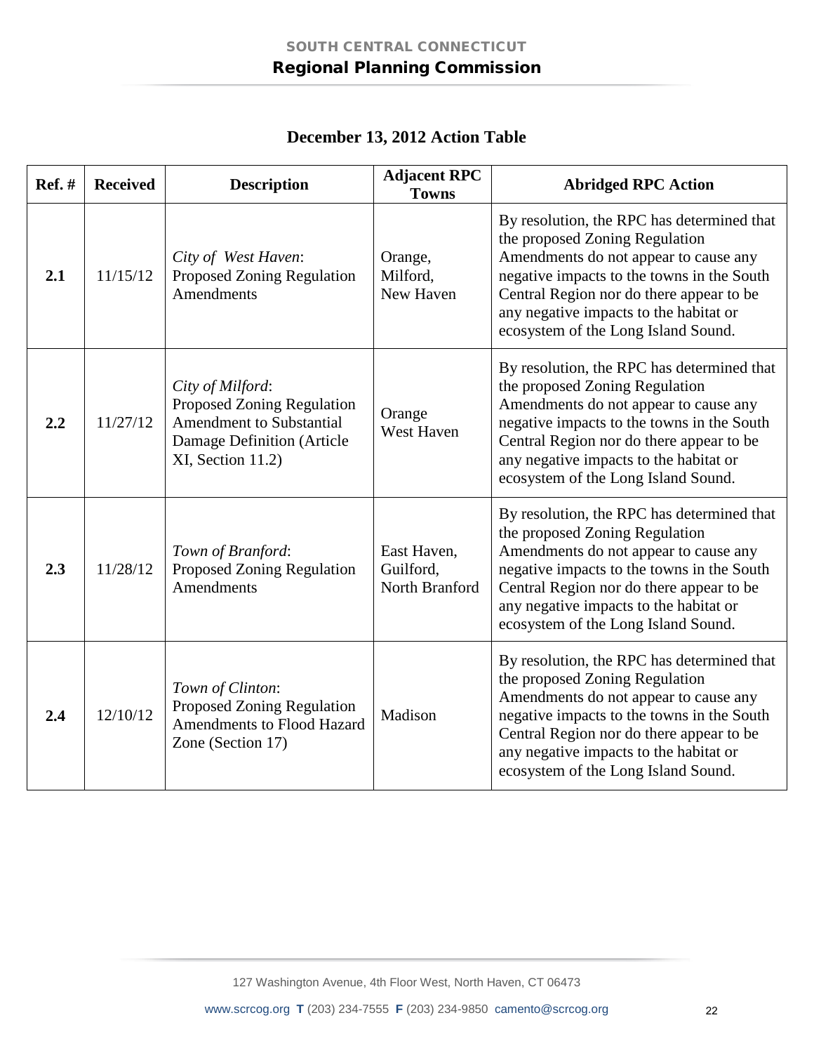## December 13, 2012 Action Table

| Ref. # | Received | Description | Adjacent RPC Towns | Abridged RPC Action |
|---|---|---|---|---|
| **2.1** | 11/15/12 | *City of West Haven*: Proposed Zoning Regulation Amendments | Orange, Milford, New Haven | By resolution, the RPC has determined that the proposed Zoning Regulation Amendments do not appear to cause any negative impacts to the towns in the South Central Region nor do there appear to be any negative impacts to the habitat or ecosystem of the Long Island Sound. |
| **2.2** | 11/27/12 | *City of Milford*: Proposed Zoning Regulation Amendment to Substantial Damage Definition (Article XI, Section 11.2) | Orange West Haven | By resolution, the RPC has determined that the proposed Zoning Regulation Amendments do not appear to cause any negative impacts to the towns in the South Central Region nor do there appear to be any negative impacts to the habitat or ecosystem of the Long Island Sound. |
| **2.3** | 11/28/12 | *Town of Branford*: Proposed Zoning Regulation Amendments | East Haven, Guilford, North Branford | By resolution, the RPC has determined that the proposed Zoning Regulation Amendments do not appear to cause any negative impacts to the towns in the South Central Region nor do there appear to be any negative impacts to the habitat or ecosystem of the Long Island Sound. |
| **2.4** | 12/10/12 | *Town of Clinton*: Proposed Zoning Regulation Amendments to Flood Hazard Zone (Section 17) | Madison | By resolution, the RPC has determined that the proposed Zoning Regulation Amendments do not appear to cause any negative impacts to the towns in the South Central Region nor do there appear to be any negative impacts to the habitat or ecosystem of the Long Island Sound. |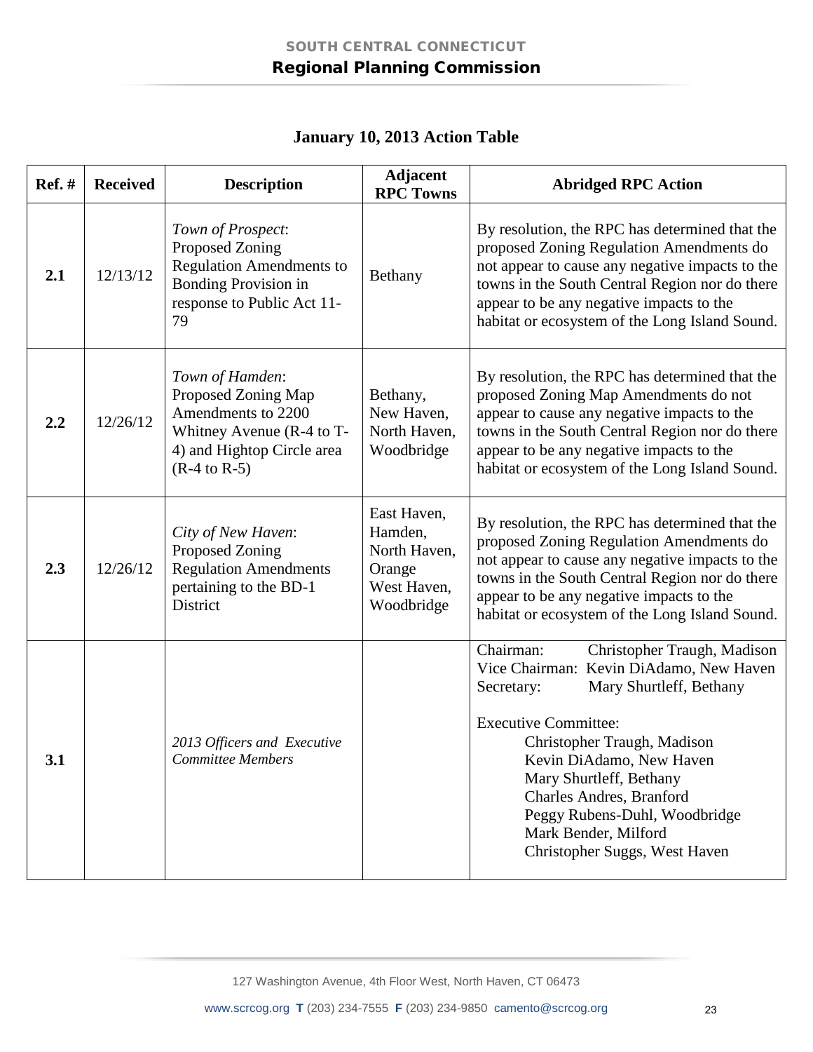## SOUTH CENTRAL CONNECTICUT
## Regional Planning Commission

### January 10, 2013 Action Table

| Ref. # | Received | Description | Adjacent RPC Towns | Abridged RPC Action |
|---|---|---|---|---|
| **2.1** | 12/13/12 | *Town of Prospect*: Proposed Zoning Regulation Amendments to Bonding Provision in response to Public Act 11-79 | Bethany | By resolution, the RPC has determined that the proposed Zoning Regulation Amendments do not appear to cause any negative impacts to the towns in the South Central Region nor do there appear to be any negative impacts to the habitat or ecosystem of the Long Island Sound. |
| **2.2** | 12/26/12 | *Town of Hamden*: Proposed Zoning Map Amendments to 2200 Whitney Avenue (R-4 to T-4) and Hightop Circle area (R-4 to R-5) | Bethany, New Haven, North Haven, Woodbridge | By resolution, the RPC has determined that the proposed Zoning Map Amendments do not appear to cause any negative impacts to the towns in the South Central Region nor do there appear to be any negative impacts to the habitat or ecosystem of the Long Island Sound. |
| **2.3** | 12/26/12 | *City of New Haven*: Proposed Zoning Regulation Amendments pertaining to the BD-1 District | East Haven, Hamden, North Haven, Orange West Haven, Woodbridge | By resolution, the RPC has determined that the proposed Zoning Regulation Amendments do not appear to cause any negative impacts to the towns in the South Central Region nor do there appear to be any negative impacts to the habitat or ecosystem of the Long Island Sound. |
| **3.1** | | *2013 Officers and Executive Committee Members* | | Chairman: Christopher Traugh, Madison<br>Vice Chairman: Kevin DiAdamo, New Haven<br>Secretary: Mary Shurtleff, Bethany<br><br>Executive Committee:<br>Christopher Traugh, Madison<br>Kevin DiAdamo, New Haven<br>Mary Shurtleff, Bethany<br>Charles Andres, Branford<br>Peggy Rubens-Duhl, Woodbridge<br>Mark Bender, Milford<br>Christopher Suggs, West Haven |

127 Washington Avenue, 4th Floor West, North Haven, CT 06473

www.scrcog.org **T** (203) 234-7555 **F** (203) 234-9850 camento@scrcog.org